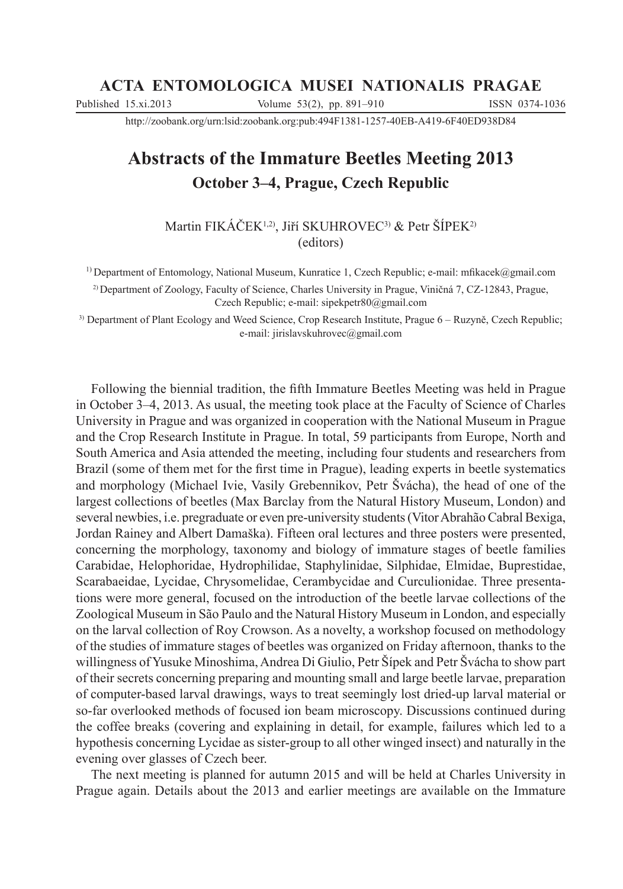ACTA ENTOMOLOGICA MUSEI NATIONALIS PRAGAE

Published 15.xi.2013 Volume 53(2), pp. 891–910 ISSN 0374-1036

http://zoobank.org/urn:lsid:zoobank.org:pub:494F1381-1257-40EB-A419-6F40ED938D84

# Abstracts of the Immature Beetles Meeting 2013

## October 3–4, Prague, Czech Republic

Martin FIKÁČEK[1,2], Jiří SKUHROVEC[3] & Petr ŠÍPEK[2]
(editors)

[1] Department of Entomology, National Museum, Kunratice 1, Czech Republic; e-mail: mfikacek@gmail.com

[2] Department of Zoology, Faculty of Science, Charles University in Prague, Viničná 7, CZ-12843, Prague, Czech Republic; e-mail: sipekpetr80@gmail.com

[3] Department of Plant Ecology and Weed Science, Crop Research Institute, Prague 6 – Ruzyně, Czech Republic; e-mail: jirislavskuhrovec@gmail.com

Following the biennial tradition, the fifth Immature Beetles Meeting was held in Prague in October 3–4, 2013. As usual, the meeting took place at the Faculty of Science of Charles University in Prague and was organized in cooperation with the National Museum in Prague and the Crop Research Institute in Prague. In total, 59 participants from Europe, North and South America and Asia attended the meeting, including four students and researchers from Brazil (some of them met for the first time in Prague), leading experts in beetle systematics and morphology (Michael Ivie, Vasily Grebennikov, Petr Švácha), the head of one of the largest collections of beetles (Max Barclay from the Natural History Museum, London) and several newbies, i.e. pregraduate or even pre-university students (Vitor Abrahão Cabral Bexiga, Jordan Rainey and Albert Damaška). Fifteen oral lectures and three posters were presented, concerning the morphology, taxonomy and biology of immature stages of beetle families Carabidae, Helophoridae, Hydrophilidae, Staphylinidae, Silphidae, Elmidae, Buprestidae, Scarabaeidae, Lycidae, Chrysomelidae, Cerambycidae and Curculionidae. Three presentations were more general, focused on the introduction of the beetle larvae collections of the Zoological Museum in São Paulo and the Natural History Museum in London, and especially on the larval collection of Roy Crowson. As a novelty, a workshop focused on methodology of the studies of immature stages of beetles was organized on Friday afternoon, thanks to the willingness of Yusuke Minoshima, Andrea Di Giulio, Petr Šípek and Petr Švácha to show part of their secrets concerning preparing and mounting small and large beetle larvae, preparation of computer-based larval drawings, ways to treat seemingly lost dried-up larval material or so-far overlooked methods of focused ion beam microscopy. Discussions continued during the coffee breaks (covering and explaining in detail, for example, failures which led to a hypothesis concerning Lycidae as sister-group to all other winged insect) and naturally in the evening over glasses of Czech beer.

The next meeting is planned for autumn 2015 and will be held at Charles University in Prague again. Details about the 2013 and earlier meetings are available on the Immature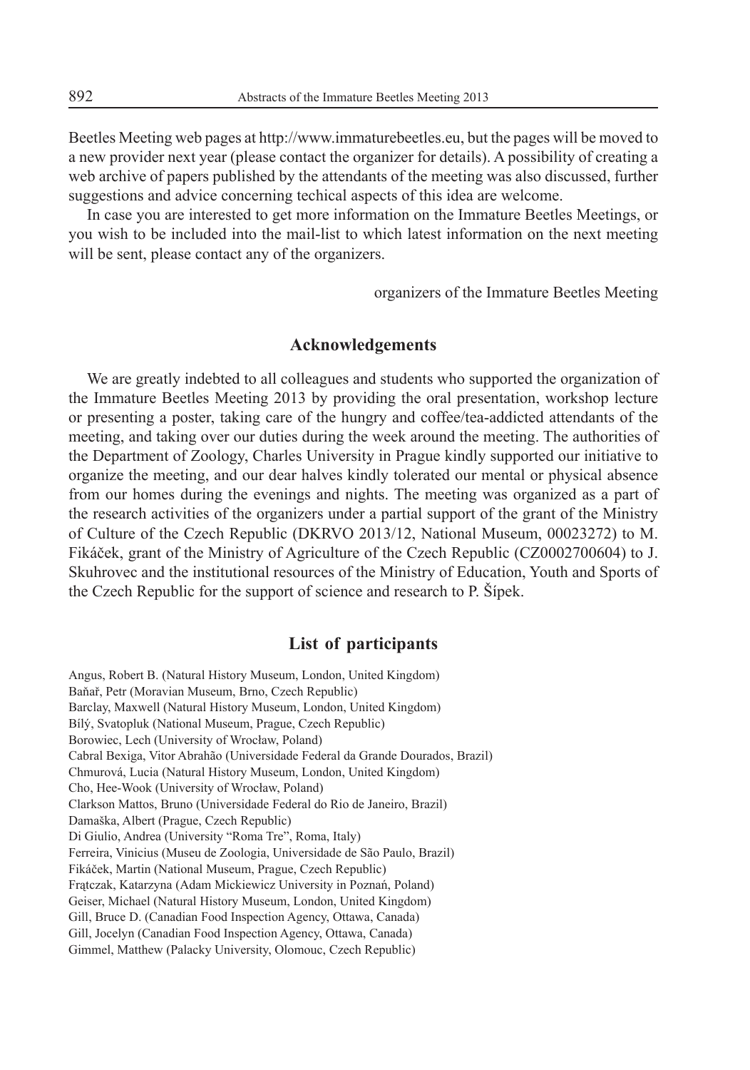Beetles Meeting web pages at http://www.immaturebeetles.eu, but the pages will be moved to a new provider next year (please contact the organizer for details). A possibility of creating a web archive of papers published by the attendants of the meeting was also discussed, further suggestions and advice concerning techical aspects of this idea are welcome.

In case you are interested to get more information on the Immature Beetles Meetings, or you wish to be included into the mail-list to which latest information on the next meeting will be sent, please contact any of the organizers.

organizers of the Immature Beetles Meeting

## Acknowledgements

We are greatly indebted to all colleagues and students who supported the organization of the Immature Beetles Meeting 2013 by providing the oral presentation, workshop lecture or presenting a poster, taking care of the hungry and coffee/tea-addicted attendants of the meeting, and taking over our duties during the week around the meeting. The authorities of the Department of Zoology, Charles University in Prague kindly supported our initiative to organize the meeting, and our dear halves kindly tolerated our mental or physical absence from our homes during the evenings and nights. The meeting was organized as a part of the research activities of the organizers under a partial support of the grant of the Ministry of Culture of the Czech Republic (DKRVO 2013/12, National Museum, 00023272) to M. Fikáček, grant of the Ministry of Agriculture of the Czech Republic (CZ0002700604) to J. Skuhrovec and the institutional resources of the Ministry of Education, Youth and Sports of the Czech Republic for the support of science and research to P. Šípek.

## List of participants

Angus, Robert B. (Natural History Museum, London, United Kingdom)
Baňař, Petr (Moravian Museum, Brno, Czech Republic)
Barclay, Maxwell (Natural History Museum, London, United Kingdom)
Bílý, Svatopluk (National Museum, Prague, Czech Republic)
Borowiec, Lech (University of Wrocław, Poland)
Cabral Bexiga, Vitor Abrahão (Universidade Federal da Grande Dourados, Brazil)
Chmurová, Lucia (Natural History Museum, London, United Kingdom)
Cho, Hee-Wook (University of Wrocław, Poland)
Clarkson Mattos, Bruno (Universidade Federal do Rio de Janeiro, Brazil)
Damaška, Albert (Prague, Czech Republic)
Di Giulio, Andrea (University "Roma Tre", Roma, Italy)
Ferreira, Vinicius (Museu de Zoologia, Universidade de São Paulo, Brazil)
Fikáček, Martin (National Museum, Prague, Czech Republic)
Frątczak, Katarzyna (Adam Mickiewicz University in Poznań, Poland)
Geiser, Michael (Natural History Museum, London, United Kingdom)
Gill, Bruce D. (Canadian Food Inspection Agency, Ottawa, Canada)
Gill, Jocelyn (Canadian Food Inspection Agency, Ottawa, Canada)
Gimmel, Matthew (Palacky University, Olomouc, Czech Republic)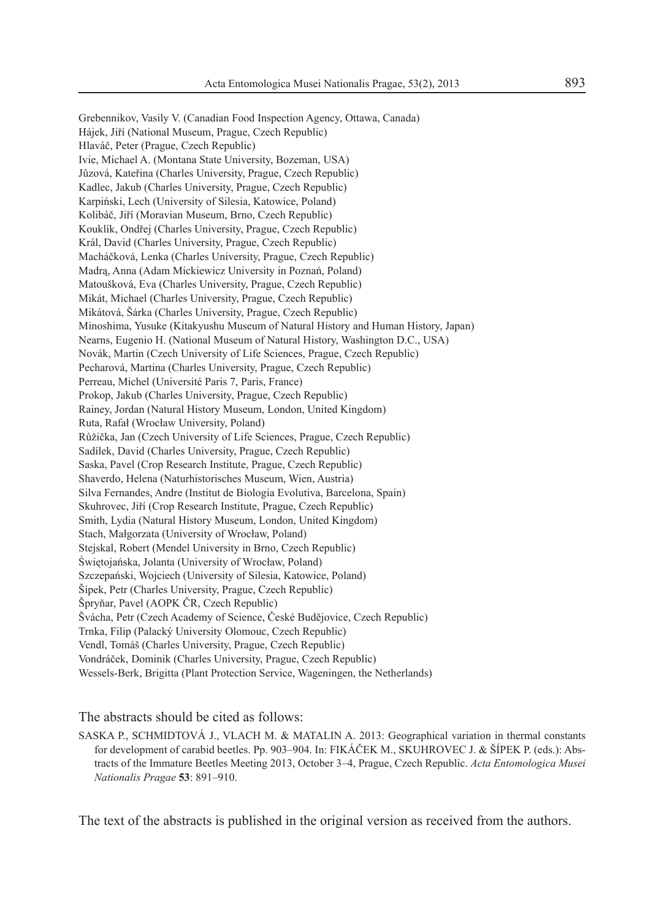Grebennikov, Vasily V. (Canadian Food Inspection Agency, Ottawa, Canada)
Hájek, Jiří (National Museum, Prague, Czech Republic)
Hlaváč, Peter (Prague, Czech Republic)
Ivie, Michael A. (Montana State University, Bozeman, USA)
Jůzová, Kateřina (Charles University, Prague, Czech Republic)
Kadlec, Jakub (Charles University, Prague, Czech Republic)
Karpiński, Lech (University of Silesia, Katowice, Poland)
Kolibáč, Jiří (Moravian Museum, Brno, Czech Republic)
Kouklík, Ondřej (Charles University, Prague, Czech Republic)
Král, David (Charles University, Prague, Czech Republic)
Macháčková, Lenka (Charles University, Prague, Czech Republic)
Madrą, Anna (Adam Mickiewicz University in Poznań, Poland)
Matoušková, Eva (Charles University, Prague, Czech Republic)
Mikát, Michael (Charles University, Prague, Czech Republic)
Mikátová, Šárka (Charles University, Prague, Czech Republic)
Minoshima, Yusuke (Kitakyushu Museum of Natural History and Human History, Japan)
Nearns, Eugenio H. (National Museum of Natural History, Washington D.C., USA)
Novák, Martin (Czech University of Life Sciences, Prague, Czech Republic)
Pecharová, Martina (Charles University, Prague, Czech Republic)
Perreau, Michel (Université Paris 7, Paris, France)
Prokop, Jakub (Charles University, Prague, Czech Republic)
Rainey, Jordan (Natural History Museum, London, United Kingdom)
Ruta, Rafał (Wrocław University, Poland)
Růžička, Jan (Czech University of Life Sciences, Prague, Czech Republic)
Sadílek, David (Charles University, Prague, Czech Republic)
Saska, Pavel (Crop Research Institute, Prague, Czech Republic)
Shaverdo, Helena (Naturhistorisches Museum, Wien, Austria)
Silva Fernandes, Andre (Institut de Biologia Evolutiva, Barcelona, Spain)
Skuhrovec, Jiří (Crop Research Institute, Prague, Czech Republic)
Smith, Lydia (Natural History Museum, London, United Kingdom)
Stach, Małgorzata (University of Wrocław, Poland)
Stejskal, Robert (Mendel University in Brno, Czech Republic)
Świętojańska, Jolanta (University of Wrocław, Poland)
Szczepański, Wojciech (University of Silesia, Katowice, Poland)
Šípek, Petr (Charles University, Prague, Czech Republic)
Špryňar, Pavel (AOPK ČR, Czech Republic)
Švácha, Petr (Czech Academy of Science, České Budějovice, Czech Republic)
Trnka, Filip (Palacký University Olomouc, Czech Republic)
Vendl, Tomáš (Charles University, Prague, Czech Republic)
Vondráček, Dominik (Charles University, Prague, Czech Republic)
Wessels-Berk, Brigitta (Plant Protection Service, Wageningen, the Netherlands)

The abstracts should be cited as follows:

SASKA P., SCHMIDTOVÁ J., VLACH M. & MATALIN A. 2013: Geographical variation in thermal constants for development of carabid beetles. Pp. 903–904. In: FIKÁČEK M., SKUHROVEC J. & ŠÍPEK P. (eds.): Abstracts of the Immature Beetles Meeting 2013, October 3–4, Prague, Czech Republic. *Acta Entomologica Musei Nationalis Pragae* **53**: 891–910.

The text of the abstracts is published in the original version as received from the authors.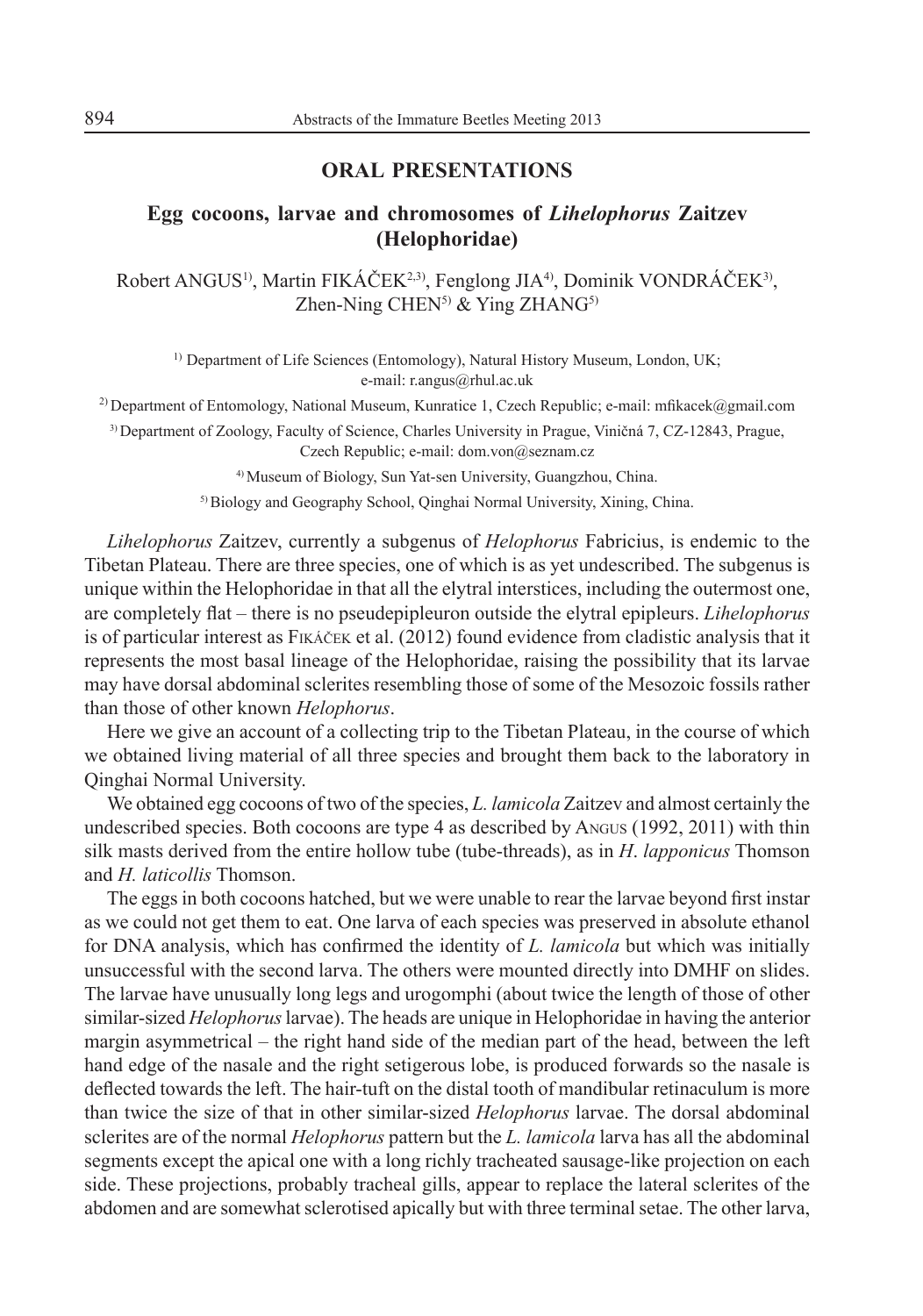## ORAL PRESENTATIONS

### Egg cocoons, larvae and chromosomes of *Lihelophorus* Zaitzev (Helophoridae)

Robert ANGUS[1], Martin FIKÁČEK[2,3], Fenglong JIA[4], Dominik VONDRÁČEK[3], Zhen-Ning CHEN[5] & Ying ZHANG[5]

[1] Department of Life Sciences (Entomology), Natural History Museum, London, UK; e-mail: r.angus@rhul.ac.uk

[2] Department of Entomology, National Museum, Kunratice 1, Czech Republic; e-mail: mfikacek@gmail.com

[3] Department of Zoology, Faculty of Science, Charles University in Prague, Viničná 7, CZ-12843, Prague, Czech Republic; e-mail: dom.von@seznam.cz

[4] Museum of Biology, Sun Yat-sen University, Guangzhou, China.

[5] Biology and Geography School, Qinghai Normal University, Xining, China.

*Lihelophorus* Zaitzev, currently a subgenus of *Helophorus* Fabricius, is endemic to the Tibetan Plateau. There are three species, one of which is as yet undescribed. The subgenus is unique within the Helophoridae in that all the elytral interstices, including the outermost one, are completely flat – there is no pseudepipleuron outside the elytral epipleurs. *Lihelophorus* is of particular interest as Fikáček et al. (2012) found evidence from cladistic analysis that it represents the most basal lineage of the Helophoridae, raising the possibility that its larvae may have dorsal abdominal sclerites resembling those of some of the Mesozoic fossils rather than those of other known *Helophorus*.

Here we give an account of a collecting trip to the Tibetan Plateau, in the course of which we obtained living material of all three species and brought them back to the laboratory in Qinghai Normal University.

We obtained egg cocoons of two of the species, *L. lamicola* Zaitzev and almost certainly the undescribed species. Both cocoons are type 4 as described by Angus (1992, 2011) with thin silk masts derived from the entire hollow tube (tube-threads), as in *H. lapponicus* Thomson and *H. laticollis* Thomson.

The eggs in both cocoons hatched, but we were unable to rear the larvae beyond first instar as we could not get them to eat. One larva of each species was preserved in absolute ethanol for DNA analysis, which has confirmed the identity of *L. lamicola* but which was initially unsuccessful with the second larva. The others were mounted directly into DMHF on slides. The larvae have unusually long legs and urogomphi (about twice the length of those of other similar-sized *Helophorus* larvae). The heads are unique in Helophoridae in having the anterior margin asymmetrical – the right hand side of the median part of the head, between the left hand edge of the nasale and the right setigerous lobe, is produced forwards so the nasale is deflected towards the left. The hair-tuft on the distal tooth of mandibular retinaculum is more than twice the size of that in other similar-sized *Helophorus* larvae. The dorsal abdominal sclerites are of the normal *Helophorus* pattern but the *L. lamicola* larva has all the abdominal segments except the apical one with a long richly tracheated sausage-like projection on each side. These projections, probably tracheal gills, appear to replace the lateral sclerites of the abdomen and are somewhat sclerotised apically but with three terminal setae. The other larva,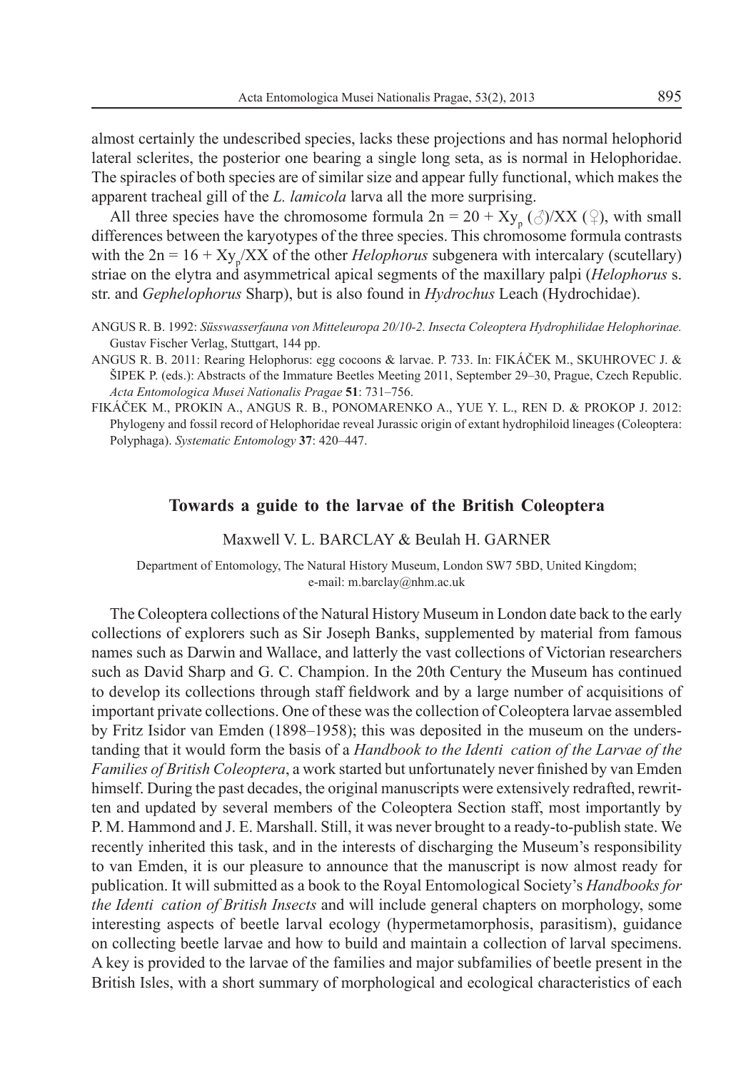almost certainly the undescribed species, lacks these projections and has normal helophorid lateral sclerites, the posterior one bearing a single long seta, as is normal in Helophoridae. The spiracles of both species are of similar size and appear fully functional, which makes the apparent tracheal gill of the *L. lamicola* larva all the more surprising.

All three species have the chromosome formula $2n = 20 + Xy_p$ (♂)/XX (♀), with small differences between the karyotypes of the three species. This chromosome formula contrasts with the $2n = 16 + Xy_p$/XX of the other *Helophorus* subgenera with intercalary (scutellary) striae on the elytra and asymmetrical apical segments of the maxillary palpi (*Helophorus* s. str. and *Gephelophorus* Sharp), but is also found in *Hydrochus* Leach (Hydrochidae).

ANGUS R. B. 1992: *Süsswasserfauna von Mitteleuropa 20/10-2. Insecta Coleoptera Hydrophilidae Helophorinae.* Gustav Fischer Verlag, Stuttgart, 144 pp.

ANGUS R. B. 2011: Rearing Helophorus: egg cocoons & larvae. P. 733. In: FIKÁČEK M., SKUHROVEC J. & ŠIPEK P. (eds.): Abstracts of the Immature Beetles Meeting 2011, September 29–30, Prague, Czech Republic. *Acta Entomologica Musei Nationalis Pragae* **51**: 731–756.

FIKÁČEK M., PROKIN A., ANGUS R. B., PONOMARENKO A., YUE Y. L., REN D. & PROKOP J. 2012: Phylogeny and fossil record of Helophoridae reveal Jurassic origin of extant hydrophiloid lineages (Coleoptera: Polyphaga). *Systematic Entomology* **37**: 420–447.

## Towards a guide to the larvae of the British Coleoptera

Maxwell V. L. BARCLAY & Beulah H. GARNER

Department of Entomology, The Natural History Museum, London SW7 5BD, United Kingdom; e-mail: m.barclay@nhm.ac.uk

The Coleoptera collections of the Natural History Museum in London date back to the early collections of explorers such as Sir Joseph Banks, supplemented by material from famous names such as Darwin and Wallace, and latterly the vast collections of Victorian researchers such as David Sharp and G. C. Champion. In the 20th Century the Museum has continued to develop its collections through staff fieldwork and by a large number of acquisitions of important private collections. One of these was the collection of Coleoptera larvae assembled by Fritz Isidor van Emden (1898–1958); this was deposited in the museum on the understanding that it would form the basis of a *Handbook to the Identi cation of the Larvae of the Families of British Coleoptera*, a work started but unfortunately never finished by van Emden himself. During the past decades, the original manuscripts were extensively redrafted, rewritten and updated by several members of the Coleoptera Section staff, most importantly by P. M. Hammond and J. E. Marshall. Still, it was never brought to a ready-to-publish state. We recently inherited this task, and in the interests of discharging the Museum's responsibility to van Emden, it is our pleasure to announce that the manuscript is now almost ready for publication. It will submitted as a book to the Royal Entomological Society's *Handbooks for the Identi cation of British Insects* and will include general chapters on morphology, some interesting aspects of beetle larval ecology (hypermetamorphosis, parasitism), guidance on collecting beetle larvae and how to build and maintain a collection of larval specimens. A key is provided to the larvae of the families and major subfamilies of beetle present in the British Isles, with a short summary of morphological and ecological characteristics of each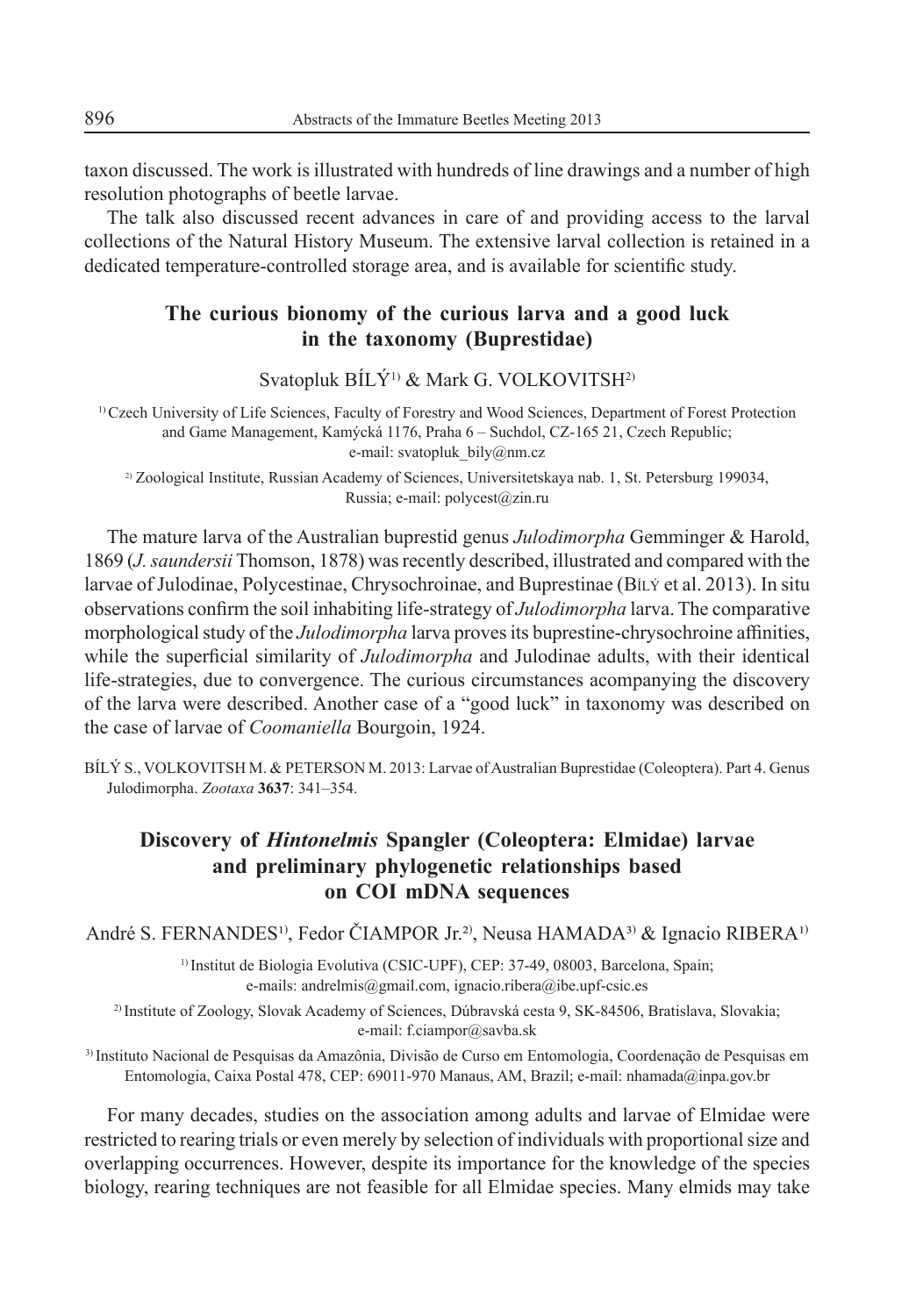taxon discussed. The work is illustrated with hundreds of line drawings and a number of high resolution photographs of beetle larvae.

The talk also discussed recent advances in care of and providing access to the larval collections of the Natural History Museum. The extensive larval collection is retained in a dedicated temperature-controlled storage area, and is available for scientific study.

## The curious bionomy of the curious larva and a good luck in the taxonomy (Buprestidae)

Svatopluk BÍLÝ[1] & Mark G. VOLKOVITSH[2]

[1] Czech University of Life Sciences, Faculty of Forestry and Wood Sciences, Department of Forest Protection and Game Management, Kamýcká 1176, Praha 6 – Suchdol, CZ-165 21, Czech Republic; e-mail: svatopluk_bily@nm.cz

[2] Zoological Institute, Russian Academy of Sciences, Universitetskaya nab. 1, St. Petersburg 199034, Russia; e-mail: polycest@zin.ru

The mature larva of the Australian buprestid genus *Julodimorpha* Gemminger & Harold, 1869 (*J. saundersii* Thomson, 1878) was recently described, illustrated and compared with the larvae of Julodinae, Polycestinae, Chrysochroinae, and Buprestinae (Bílý et al. 2013). In situ observations confirm the soil inhabiting life-strategy of *Julodimorpha* larva. The comparative morphological study of the *Julodimorpha* larva proves its buprestine-chrysochroine affinities, while the superficial similarity of *Julodimorpha* and Julodinae adults, with their identical life-strategies, due to convergence. The curious circumstances acompanying the discovery of the larva were described. Another case of a "good luck" in taxonomy was described on the case of larvae of *Coomaniella* Bourgoin, 1924.

BÍLÝ S., VOLKOVITSH M. & PETERSON M. 2013: Larvae of Australian Buprestidae (Coleoptera). Part 4. Genus Julodimorpha. *Zootaxa* **3637**: 341–354.

## Discovery of *Hintonelmis* Spangler (Coleoptera: Elmidae) larvae and preliminary phylogenetic relationships based on COI mDNA sequences

André S. FERNANDES[1], Fedor ČIAMPOR Jr.[2], Neusa HAMADA[3] & Ignacio RIBERA[1]

[1] Institut de Biologia Evolutiva (CSIC-UPF), CEP: 37-49, 08003, Barcelona, Spain; e-mails: andrelmis@gmail.com, ignacio.ribera@ibe.upf-csic.es

[2] Institute of Zoology, Slovak Academy of Sciences, Dúbravská cesta 9, SK-84506, Bratislava, Slovakia; e-mail: f.ciampor@savba.sk

[3] Instituto Nacional de Pesquisas da Amazônia, Divisão de Curso em Entomologia, Coordenação de Pesquisas em Entomologia, Caixa Postal 478, CEP: 69011-970 Manaus, AM, Brazil; e-mail: nhamada@inpa.gov.br

For many decades, studies on the association among adults and larvae of Elmidae were restricted to rearing trials or even merely by selection of individuals with proportional size and overlapping occurrences. However, despite its importance for the knowledge of the species biology, rearing techniques are not feasible for all Elmidae species. Many elmids may take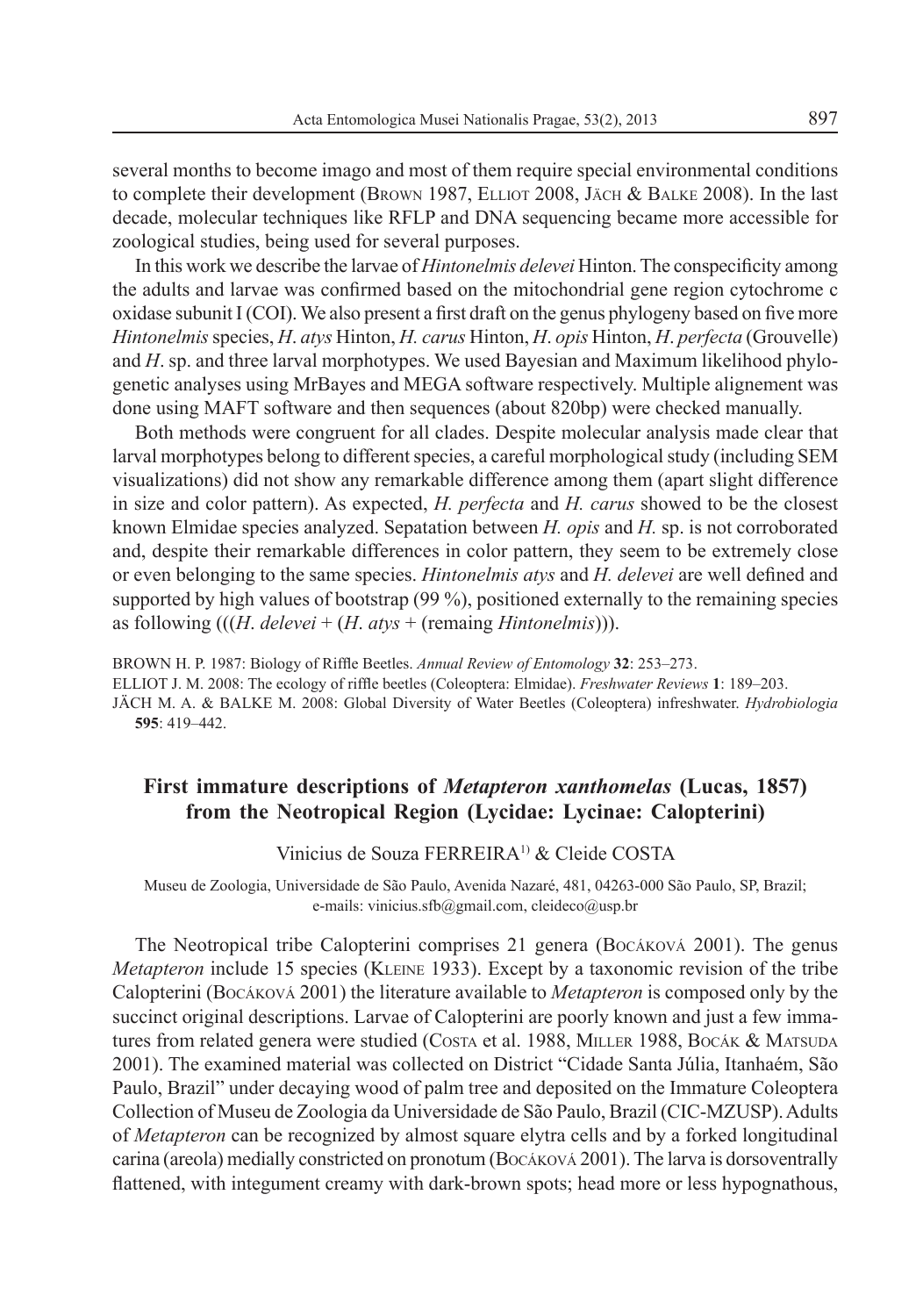several months to become imago and most of them require special environmental conditions to complete their development (Brown 1987, Elliot 2008, Jäch & Balke 2008). In the last decade, molecular techniques like RFLP and DNA sequencing became more accessible for zoological studies, being used for several purposes.

In this work we describe the larvae of *Hintonelmis delevei* Hinton. The conspecificity among the adults and larvae was confirmed based on the mitochondrial gene region cytochrome c oxidase subunit I (COI). We also present a first draft on the genus phylogeny based on five more *Hintonelmis* species, *H*. *atys* Hinton, *H. carus* Hinton, *H*. *opis* Hinton, *H*. *perfecta* (Grouvelle) and *H*. sp. and three larval morphotypes. We used Bayesian and Maximum likelihood phylogenetic analyses using MrBayes and MEGA software respectively. Multiple alignement was done using MAFT software and then sequences (about 820bp) were checked manually.

Both methods were congruent for all clades. Despite molecular analysis made clear that larval morphotypes belong to different species, a careful morphological study (including SEM visualizations) did not show any remarkable difference among them (apart slight difference in size and color pattern). As expected, *H. perfecta* and *H. carus* showed to be the closest known Elmidae species analyzed. Sepatation between *H. opis* and *H.* sp. is not corroborated and, despite their remarkable differences in color pattern, they seem to be extremely close or even belonging to the same species. *Hintonelmis atys* and *H. delevei* are well defined and supported by high values of bootstrap (99 %), positioned externally to the remaining species as following (((*H*. *delevei* + (*H*. *atys* + (remaing *Hintonelmis*))).

BROWN H. P. 1987: Biology of Riffle Beetles. *Annual Review of Entomology* **32**: 253–273.

ELLIOT J. M. 2008: The ecology of riffle beetles (Coleoptera: Elmidae). *Freshwater Reviews* **1**: 189–203.

JÄCH M. A. & BALKE M. 2008: Global Diversity of Water Beetles (Coleoptera) infreshwater. *Hydrobiologia* **595**: 419–442.

## First immature descriptions of *Metapteron xanthomelas* (Lucas, 1857) from the Neotropical Region (Lycidae: Lycinae: Calopterini)

Vinicius de Souza FERREIRA[1] & Cleide COSTA

Museu de Zoologia, Universidade de São Paulo, Avenida Nazaré, 481, 04263-000 São Paulo, SP, Brazil; e-mails: vinicius.sfb@gmail.com, cleideco@usp.br

The Neotropical tribe Calopterini comprises 21 genera (Bocáková 2001). The genus *Metapteron* include 15 species (Kleine 1933). Except by a taxonomic revision of the tribe Calopterini (Bocáková 2001) the literature available to *Metapteron* is composed only by the succinct original descriptions. Larvae of Calopterini are poorly known and just a few immatures from related genera were studied (Costa et al. 1988, Miller 1988, Bocák & Matsuda 2001). The examined material was collected on District "Cidade Santa Júlia, Itanhaém, São Paulo, Brazil" under decaying wood of palm tree and deposited on the Immature Coleoptera Collection of Museu de Zoologia da Universidade de São Paulo, Brazil (CIC-MZUSP). Adults of *Metapteron* can be recognized by almost square elytra cells and by a forked longitudinal carina (areola) medially constricted on pronotum (Bocáková 2001). The larva is dorsoventrally flattened, with integument creamy with dark-brown spots; head more or less hypognathous,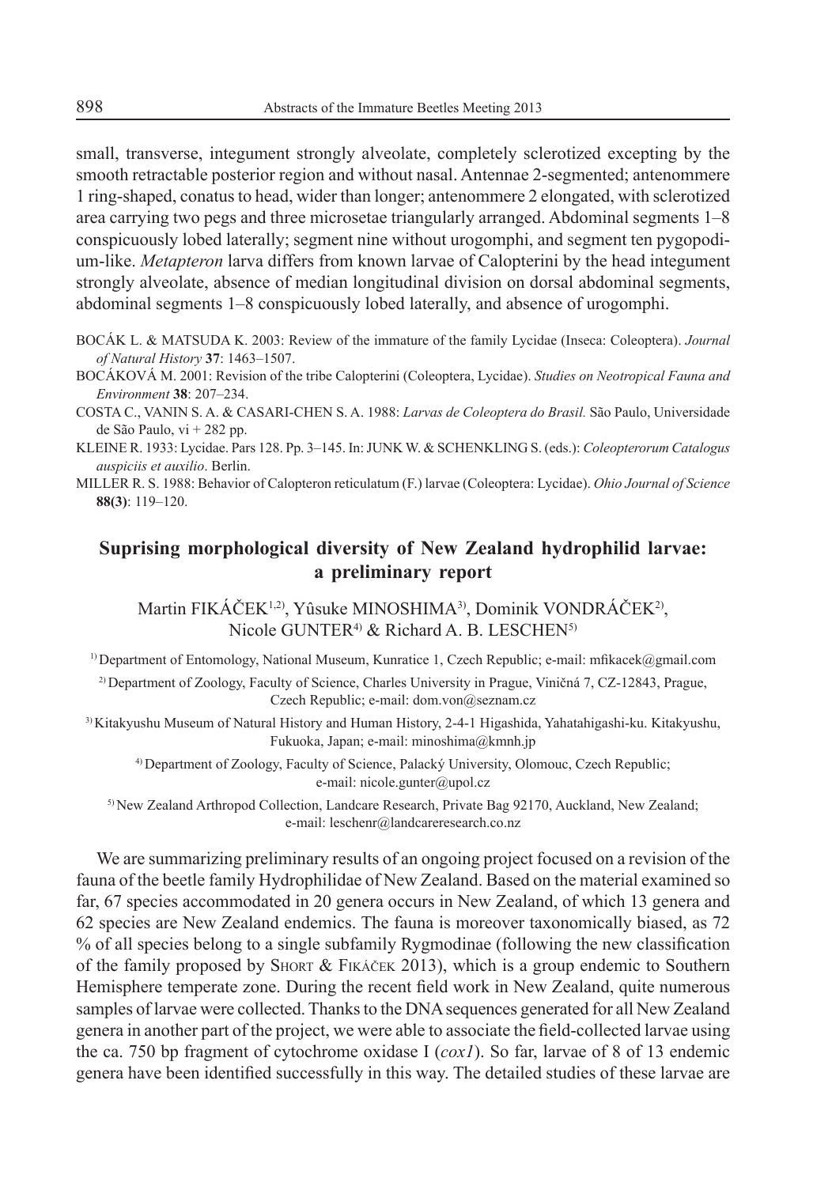small, transverse, integument strongly alveolate, completely sclerotized excepting by the smooth retractable posterior region and without nasal. Antennae 2-segmented; antenommere 1 ring-shaped, conatus to head, wider than longer; antenommere 2 elongated, with sclerotized area carrying two pegs and three microsetae triangularly arranged. Abdominal segments 1–8 conspicuously lobed laterally; segment nine without urogomphi, and segment ten pygopodium-like. *Metapteron* larva differs from known larvae of Calopterini by the head integument strongly alveolate, absence of median longitudinal division on dorsal abdominal segments, abdominal segments 1–8 conspicuously lobed laterally, and absence of urogomphi.

BOCÁK L. & MATSUDA K. 2003: Review of the immature of the family Lycidae (Inseca: Coleoptera). *Journal of Natural History* **37**: 1463–1507.

BOCÁKOVÁ M. 2001: Revision of the tribe Calopterini (Coleoptera, Lycidae). *Studies on Neotropical Fauna and Environment* **38**: 207–234.

COSTA C., VANIN S. A. & CASARI-CHEN S. A. 1988: *Larvas de Coleoptera do Brasil.* São Paulo, Universidade de São Paulo, vi + 282 pp.

KLEINE R. 1933: Lycidae. Pars 128. Pp. 3–145. In: JUNK W. & SCHENKLING S. (eds.): *Coleopterorum Catalogus auspiciis et auxilio*. Berlin.

MILLER R. S. 1988: Behavior of Calopteron reticulatum (F.) larvae (Coleoptera: Lycidae). *Ohio Journal of Science* **88(3)**: 119–120.

## Suprising morphological diversity of New Zealand hydrophilid larvae: a preliminary report

Martin FIKÁČEK[1,2], Yûsuke MINOSHIMA[3], Dominik VONDRÁČEK[2], Nicole GUNTER[4] & Richard A. B. LESCHEN[5]

[1] Department of Entomology, National Museum, Kunratice 1, Czech Republic; e-mail: mfikacek@gmail.com

[2] Department of Zoology, Faculty of Science, Charles University in Prague, Viničná 7, CZ-12843, Prague, Czech Republic; e-mail: dom.von@seznam.cz

[3] Kitakyushu Museum of Natural History and Human History, 2-4-1 Higashida, Yahatahigashi-ku. Kitakyushu, Fukuoka, Japan; e-mail: minoshima@kmnh.jp

[4] Department of Zoology, Faculty of Science, Palacký University, Olomouc, Czech Republic; e-mail: nicole.gunter@upol.cz

[5] New Zealand Arthropod Collection, Landcare Research, Private Bag 92170, Auckland, New Zealand; e-mail: leschenr@landcareresearch.co.nz

We are summarizing preliminary results of an ongoing project focused on a revision of the fauna of the beetle family Hydrophilidae of New Zealand. Based on the material examined so far, 67 species accommodated in 20 genera occurs in New Zealand, of which 13 genera and 62 species are New Zealand endemics. The fauna is moreover taxonomically biased, as 72 % of all species belong to a single subfamily Rygmodinae (following the new classification of the family proposed by SHORT & FIKÁČEK 2013), which is a group endemic to Southern Hemisphere temperate zone. During the recent field work in New Zealand, quite numerous samples of larvae were collected. Thanks to the DNA sequences generated for all New Zealand genera in another part of the project, we were able to associate the field-collected larvae using the ca. 750 bp fragment of cytochrome oxidase I (*cox1*). So far, larvae of 8 of 13 endemic genera have been identified successfully in this way. The detailed studies of these larvae are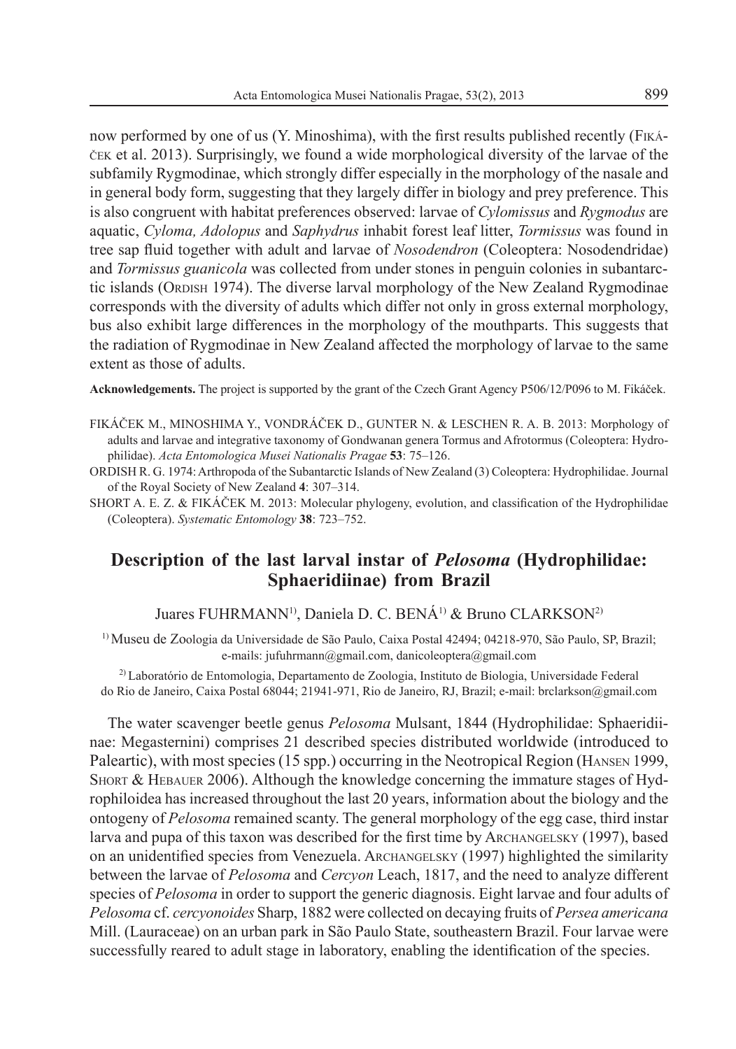now performed by one of us (Y. Minoshima), with the first results published recently (Fikáček et al. 2013). Surprisingly, we found a wide morphological diversity of the larvae of the subfamily Rygmodinae, which strongly differ especially in the morphology of the nasale and in general body form, suggesting that they largely differ in biology and prey preference. This is also congruent with habitat preferences observed: larvae of *Cylomissus* and *Rygmodus* are aquatic, *Cyloma, Adolopus* and *Saphydrus* inhabit forest leaf litter, *Tormissus* was found in tree sap fluid together with adult and larvae of *Nosodendron* (Coleoptera: Nosodendridae) and *Tormissus guanicola* was collected from under stones in penguin colonies in subantarctic islands (Ordish 1974). The diverse larval morphology of the New Zealand Rygmodinae corresponds with the diversity of adults which differ not only in gross external morphology, bus also exhibit large differences in the morphology of the mouthparts. This suggests that the radiation of Rygmodinae in New Zealand affected the morphology of larvae to the same extent as those of adults.

**Acknowledgements.** The project is supported by the grant of the Czech Grant Agency P506/12/P096 to M. Fikáček.

FIKÁČEK M., MINOSHIMA Y., VONDRÁČEK D., GUNTER N. & LESCHEN R. A. B. 2013: Morphology of adults and larvae and integrative taxonomy of Gondwanan genera Tormus and Afrotormus (Coleoptera: Hydrophilidae). *Acta Entomologica Musei Nationalis Pragae* **53**: 75–126.

ORDISH R. G. 1974: Arthropoda of the Subantarctic Islands of New Zealand (3) Coleoptera: Hydrophilidae. Journal of the Royal Society of New Zealand **4**: 307–314.

SHORT A. E. Z. & FIKÁČEK M. 2013: Molecular phylogeny, evolution, and classification of the Hydrophilidae (Coleoptera). *Systematic Entomology* **38**: 723–752.

## Description of the last larval instar of *Pelosoma* (Hydrophilidae: Sphaeridiinae) from Brazil

Juares FUHRMANN[1], Daniela D. C. BENÁ[1] & Bruno CLARKSON[2]

[1] Museu de Zoologia da Universidade de São Paulo, Caixa Postal 42494; 04218-970, São Paulo, SP, Brazil; e-mails: jufuhrmann@gmail.com, danicoleoptera@gmail.com

[2] Laboratório de Entomologia, Departamento de Zoologia, Instituto de Biologia, Universidade Federal do Rio de Janeiro, Caixa Postal 68044; 21941-971, Rio de Janeiro, RJ, Brazil; e-mail: brclarkson@gmail.com

The water scavenger beetle genus *Pelosoma* Mulsant, 1844 (Hydrophilidae: Sphaeridiinae: Megasternini) comprises 21 described species distributed worldwide (introduced to Paleartic), with most species (15 spp.) occurring in the Neotropical Region (Hansen 1999, Short & Hebauer 2006). Although the knowledge concerning the immature stages of Hydrophiloidea has increased throughout the last 20 years, information about the biology and the ontogeny of *Pelosoma* remained scanty. The general morphology of the egg case, third instar larva and pupa of this taxon was described for the first time by Archangelsky (1997), based on an unidentified species from Venezuela. Archangelsky (1997) highlighted the similarity between the larvae of *Pelosoma* and *Cercyon* Leach, 1817, and the need to analyze different species of *Pelosoma* in order to support the generic diagnosis. Eight larvae and four adults of *Pelosoma* cf. *cercyonoides* Sharp, 1882 were collected on decaying fruits of *Persea americana* Mill. (Lauraceae) on an urban park in São Paulo State, southeastern Brazil. Four larvae were successfully reared to adult stage in laboratory, enabling the identification of the species.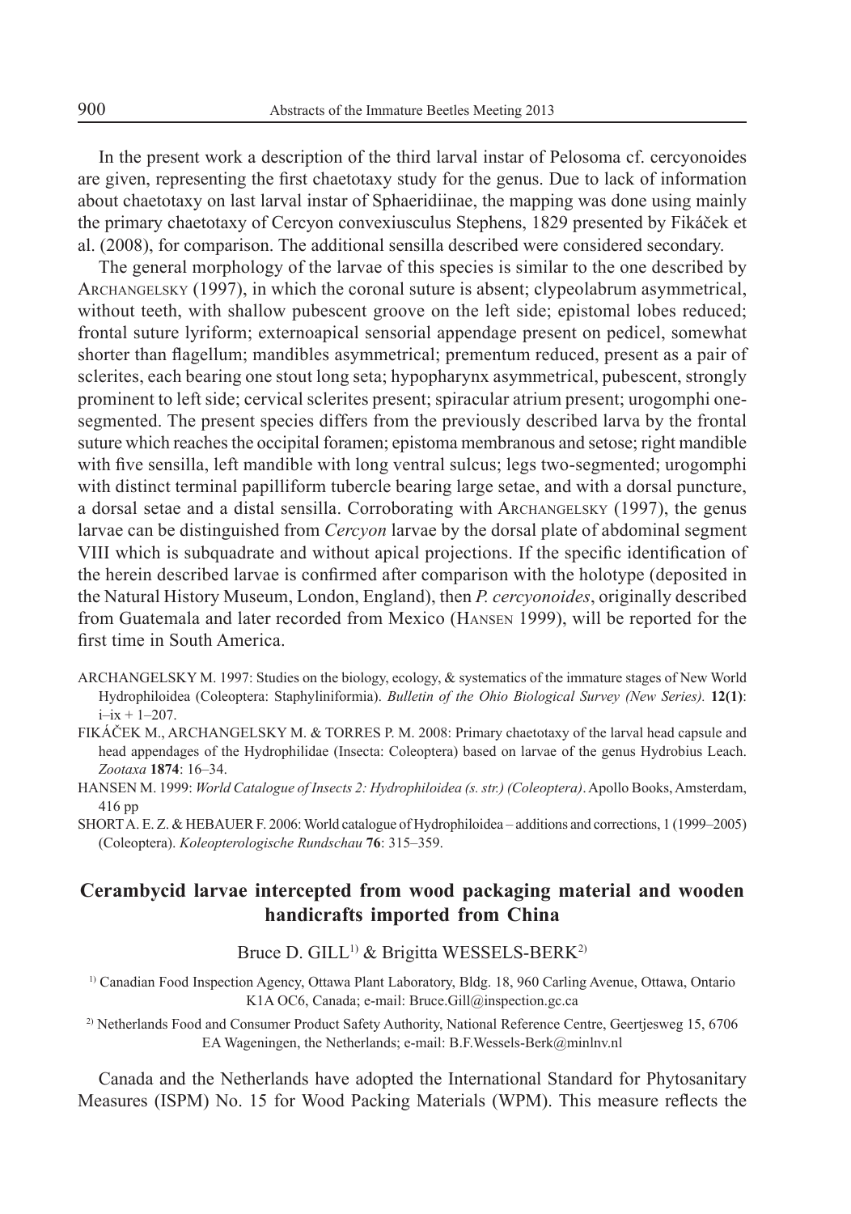In the present work a description of the third larval instar of Pelosoma cf. cercyonoides are given, representing the first chaetotaxy study for the genus. Due to lack of information about chaetotaxy on last larval instar of Sphaeridiinae, the mapping was done using mainly the primary chaetotaxy of Cercyon convexiusculus Stephens, 1829 presented by Fikáček et al. (2008), for comparison. The additional sensilla described were considered secondary.

The general morphology of the larvae of this species is similar to the one described by Archangelsky (1997), in which the coronal suture is absent; clypeolabrum asymmetrical, without teeth, with shallow pubescent groove on the left side; epistomal lobes reduced; frontal suture lyriform; externoapical sensorial appendage present on pedicel, somewhat shorter than flagellum; mandibles asymmetrical; prementum reduced, present as a pair of sclerites, each bearing one stout long seta; hypopharynx asymmetrical, pubescent, strongly prominent to left side; cervical sclerites present; spiracular atrium present; urogomphi one-segmented. The present species differs from the previously described larva by the frontal suture which reaches the occipital foramen; epistoma membranous and setose; right mandible with five sensilla, left mandible with long ventral sulcus; legs two-segmented; urogomphi with distinct terminal papilliform tubercle bearing large setae, and with a dorsal puncture, a dorsal setae and a distal sensilla. Corroborating with Archangelsky (1997), the genus larvae can be distinguished from *Cercyon* larvae by the dorsal plate of abdominal segment VIII which is subquadrate and without apical projections. If the specific identification of the herein described larvae is confirmed after comparison with the holotype (deposited in the Natural History Museum, London, England), then *P. cercyonoides*, originally described from Guatemala and later recorded from Mexico (Hansen 1999), will be reported for the first time in South America.

ARCHANGELSKY M. 1997: Studies on the biology, ecology, & systematics of the immature stages of New World Hydrophiloidea (Coleoptera: Staphyliniformia). *Bulletin of the Ohio Biological Survey (New Series).* **12(1)**: i–ix + 1–207.

FIKÁČEK M., ARCHANGELSKY M. & TORRES P. M. 2008: Primary chaetotaxy of the larval head capsule and head appendages of the Hydrophilidae (Insecta: Coleoptera) based on larvae of the genus Hydrobius Leach. *Zootaxa* **1874**: 16–34.

HANSEN M. 1999: *World Catalogue of Insects 2: Hydrophiloidea (s. str.) (Coleoptera)*. Apollo Books, Amsterdam, 416 pp

SHORT A. E. Z. & HEBAUER F. 2006: World catalogue of Hydrophiloidea – additions and corrections, 1 (1999–2005) (Coleoptera). *Koleopterologische Rundschau* **76**: 315–359.

## Cerambycid larvae intercepted from wood packaging material and wooden handicrafts imported from China

Bruce D. GILL[1] & Brigitta WESSELS-BERK[2]

[1] Canadian Food Inspection Agency, Ottawa Plant Laboratory, Bldg. 18, 960 Carling Avenue, Ottawa, Ontario K1A OC6, Canada; e-mail: Bruce.Gill@inspection.gc.ca

[2] Netherlands Food and Consumer Product Safety Authority, National Reference Centre, Geertjesweg 15, 6706 EA Wageningen, the Netherlands; e-mail: B.F.Wessels-Berk@minlnv.nl

Canada and the Netherlands have adopted the International Standard for Phytosanitary Measures (ISPM) No. 15 for Wood Packing Materials (WPM). This measure reflects the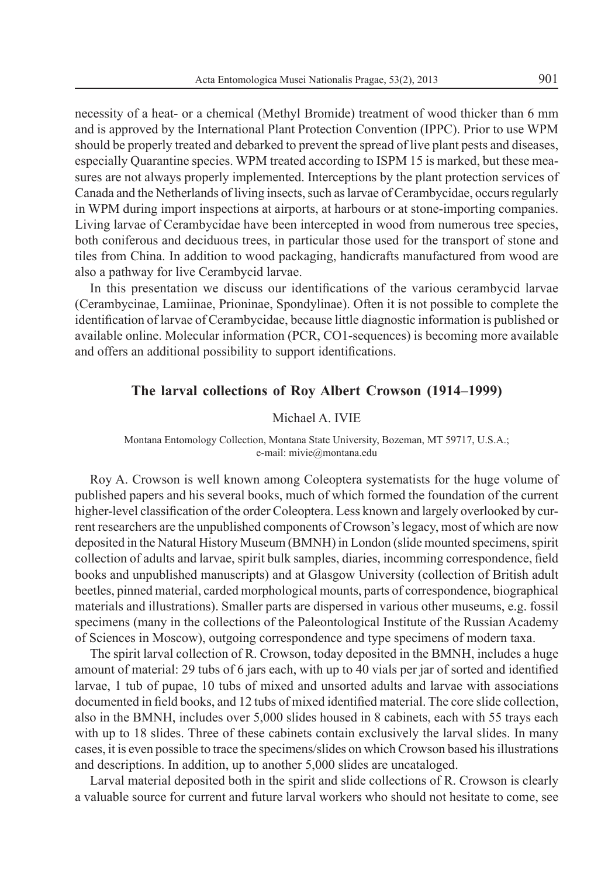necessity of a heat- or a chemical (Methyl Bromide) treatment of wood thicker than 6 mm and is approved by the International Plant Protection Convention (IPPC). Prior to use WPM should be properly treated and debarked to prevent the spread of live plant pests and diseases, especially Quarantine species. WPM treated according to ISPM 15 is marked, but these measures are not always properly implemented. Interceptions by the plant protection services of Canada and the Netherlands of living insects, such as larvae of Cerambycidae, occurs regularly in WPM during import inspections at airports, at harbours or at stone-importing companies. Living larvae of Cerambycidae have been intercepted in wood from numerous tree species, both coniferous and deciduous trees, in particular those used for the transport of stone and tiles from China. In addition to wood packaging, handicrafts manufactured from wood are also a pathway for live Cerambycid larvae.

In this presentation we discuss our identifications of the various cerambycid larvae (Cerambycinae, Lamiinae, Prioninae, Spondylinae). Often it is not possible to complete the identification of larvae of Cerambycidae, because little diagnostic information is published or available online. Molecular information (PCR, CO1-sequences) is becoming more available and offers an additional possibility to support identifications.

## The larval collections of Roy Albert Crowson (1914–1999)

Michael A. IVIE

Montana Entomology Collection, Montana State University, Bozeman, MT 59717, U.S.A.; e-mail: mivie@montana.edu

Roy A. Crowson is well known among Coleoptera systematists for the huge volume of published papers and his several books, much of which formed the foundation of the current higher-level classification of the order Coleoptera. Less known and largely overlooked by current researchers are the unpublished components of Crowson's legacy, most of which are now deposited in the Natural History Museum (BMNH) in London (slide mounted specimens, spirit collection of adults and larvae, spirit bulk samples, diaries, incomming correspondence, field books and unpublished manuscripts) and at Glasgow University (collection of British adult beetles, pinned material, carded morphological mounts, parts of correspondence, biographical materials and illustrations). Smaller parts are dispersed in various other museums, e.g. fossil specimens (many in the collections of the Paleontological Institute of the Russian Academy of Sciences in Moscow), outgoing correspondence and type specimens of modern taxa.

The spirit larval collection of R. Crowson, today deposited in the BMNH, includes a huge amount of material: 29 tubs of 6 jars each, with up to 40 vials per jar of sorted and identified larvae, 1 tub of pupae, 10 tubs of mixed and unsorted adults and larvae with associations documented in field books, and 12 tubs of mixed identified material. The core slide collection, also in the BMNH, includes over 5,000 slides housed in 8 cabinets, each with 55 trays each with up to 18 slides. Three of these cabinets contain exclusively the larval slides. In many cases, it is even possible to trace the specimens/slides on which Crowson based his illustrations and descriptions. In addition, up to another 5,000 slides are uncataloged.

Larval material deposited both in the spirit and slide collections of R. Crowson is clearly a valuable source for current and future larval workers who should not hesitate to come, see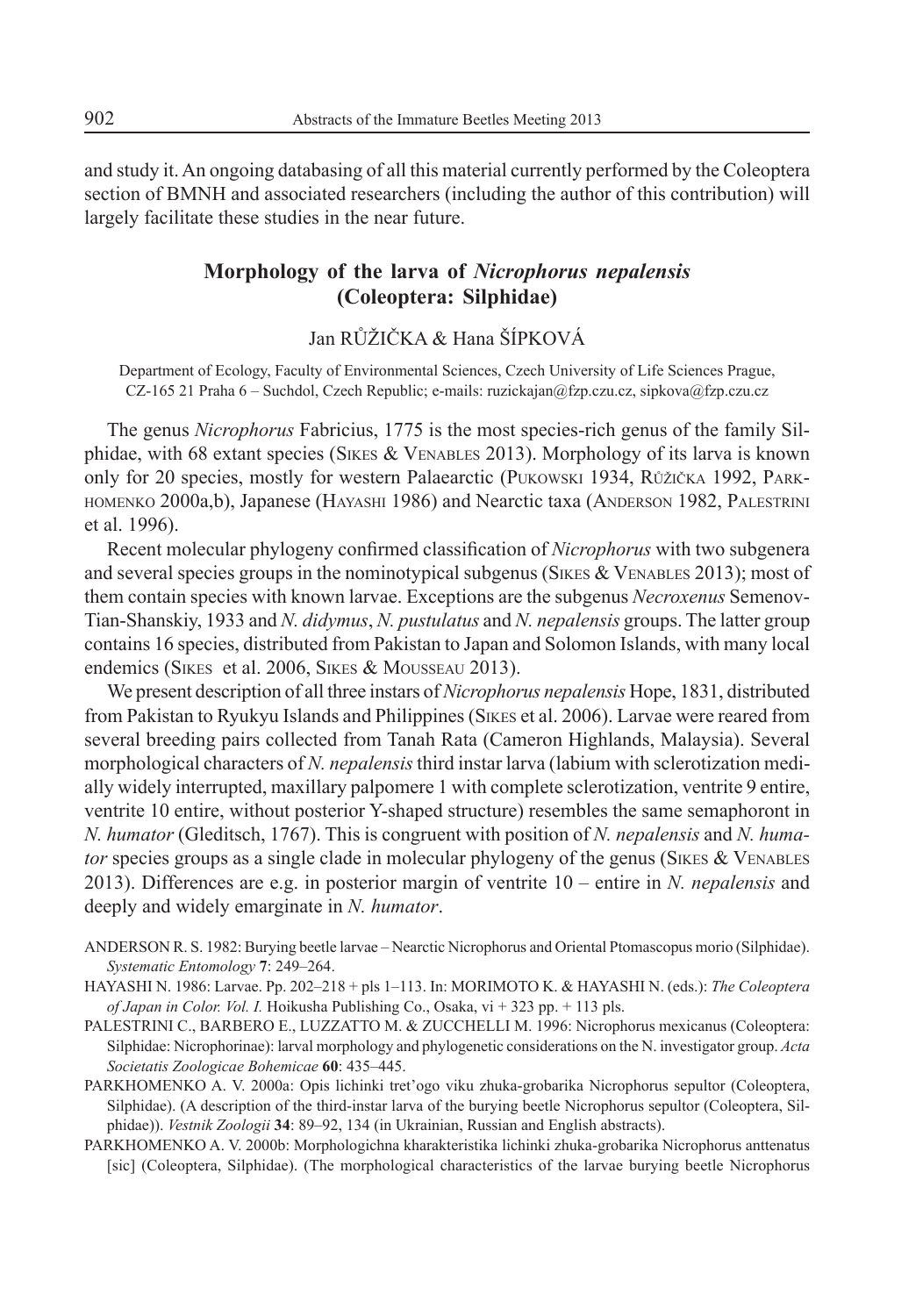and study it. An ongoing databasing of all this material currently performed by the Coleoptera section of BMNH and associated researchers (including the author of this contribution) will largely facilitate these studies in the near future.

## Morphology of the larva of *Nicrophorus nepalensis* (Coleoptera: Silphidae)

Jan RŮŽIČKA & Hana ŠÍPKOVÁ

Department of Ecology, Faculty of Environmental Sciences, Czech University of Life Sciences Prague, CZ-165 21 Praha 6 – Suchdol, Czech Republic; e-mails: ruzickajan@fzp.czu.cz, sipkova@fzp.czu.cz

The genus *Nicrophorus* Fabricius, 1775 is the most species-rich genus of the family Silphidae, with 68 extant species (Sikes & Venables 2013). Morphology of its larva is known only for 20 species, mostly for western Palaearctic (Pukowski 1934, Růžička 1992, Parkhomenko 2000a,b), Japanese (Hayashi 1986) and Nearctic taxa (Anderson 1982, Palestrini et al. 1996).

Recent molecular phylogeny confirmed classification of *Nicrophorus* with two subgenera and several species groups in the nominotypical subgenus (Sikes & Venables 2013); most of them contain species with known larvae. Exceptions are the subgenus *Necroxenus* Semenov-Tian-Shanskiy, 1933 and *N. didymus*, *N. pustulatus* and *N. nepalensis* groups. The latter group contains 16 species, distributed from Pakistan to Japan and Solomon Islands, with many local endemics (Sikes et al. 2006, Sikes & Mousseau 2013).

We present description of all three instars of *Nicrophorus nepalensis* Hope, 1831, distributed from Pakistan to Ryukyu Islands and Philippines (Sikes et al. 2006). Larvae were reared from several breeding pairs collected from Tanah Rata (Cameron Highlands, Malaysia). Several morphological characters of *N. nepalensis* third instar larva (labium with sclerotization medially widely interrupted, maxillary palpomere 1 with complete sclerotization, ventrite 9 entire, ventrite 10 entire, without posterior Y-shaped structure) resembles the same semaphoront in *N. humator* (Gleditsch, 1767). This is congruent with position of *N. nepalensis* and *N. humator* species groups as a single clade in molecular phylogeny of the genus (Sikes & Venables 2013). Differences are e.g. in posterior margin of ventrite 10 – entire in *N. nepalensis* and deeply and widely emarginate in *N. humator*.

ANDERSON R. S. 1982: Burying beetle larvae – Nearctic Nicrophorus and Oriental Ptomascopus morio (Silphidae). *Systematic Entomology* **7**: 249–264.

HAYASHI N. 1986: Larvae. Pp. 202–218 + pls 1–113. In: MORIMOTO K. & HAYASHI N. (eds.): *The Coleoptera of Japan in Color. Vol. I.* Hoikusha Publishing Co., Osaka, vi + 323 pp. + 113 pls.

PALESTRINI C., BARBERO E., LUZZATTO M. & ZUCCHELLI M. 1996: Nicrophorus mexicanus (Coleoptera: Silphidae: Nicrophorinae): larval morphology and phylogenetic considerations on the N. investigator group. *Acta Societatis Zoologicae Bohemicae* **60**: 435–445.

PARKHOMENKO A. V. 2000a: Opis lichinki tret'ogo viku zhuka-grobarika Nicrophorus sepultor (Coleoptera, Silphidae). (A description of the third-instar larva of the burying beetle Nicrophorus sepultor (Coleoptera, Silphidae)). *Vestnik Zoologii* **34**: 89–92, 134 (in Ukrainian, Russian and English abstracts).

PARKHOMENKO A. V. 2000b: Morphologichna kharakteristika lichinki zhuka-grobarika Nicrophorus anttenatus [sic] (Coleoptera, Silphidae). (The morphological characteristics of the larvae burying beetle Nicrophorus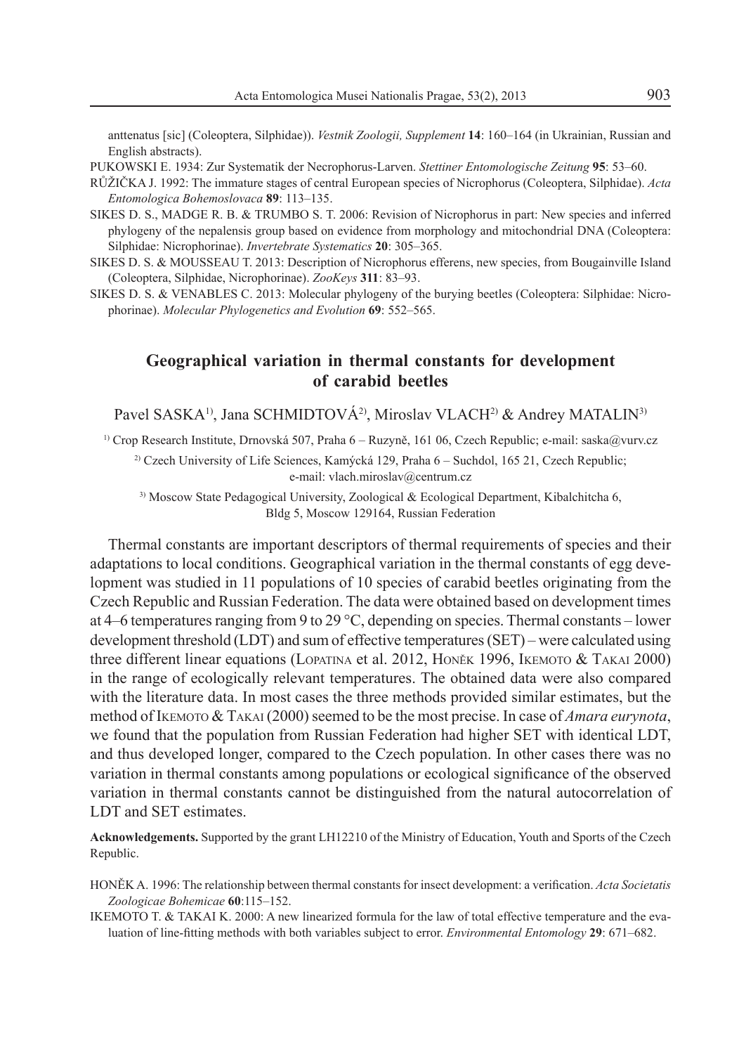anttenatus [sic] (Coleoptera, Silphidae)). *Vestnik Zoologii, Supplement* **14**: 160–164 (in Ukrainian, Russian and English abstracts).

PUKOWSKI E. 1934: Zur Systematik der Necrophorus-Larven. *Stettiner Entomologische Zeitung* **95**: 53–60.

RŮŽIČKA J. 1992: The immature stages of central European species of Nicrophorus (Coleoptera, Silphidae). *Acta Entomologica Bohemoslovaca* **89**: 113–135.

SIKES D. S., MADGE R. B. & TRUMBO S. T. 2006: Revision of Nicrophorus in part: New species and inferred phylogeny of the nepalensis group based on evidence from morphology and mitochondrial DNA (Coleoptera: Silphidae: Nicrophorinae). *Invertebrate Systematics* **20**: 305–365.

SIKES D. S. & MOUSSEAU T. 2013: Description of Nicrophorus efferens, new species, from Bougainville Island (Coleoptera, Silphidae, Nicrophorinae). *ZooKeys* **311**: 83–93.

SIKES D. S. & VENABLES C. 2013: Molecular phylogeny of the burying beetles (Coleoptera: Silphidae: Nicrophorinae). *Molecular Phylogenetics and Evolution* **69**: 552–565.

## Geographical variation in thermal constants for development of carabid beetles

Pavel SASKA[1], Jana SCHMIDTOVÁ[2], Miroslav VLACH[2] & Andrey MATALIN[3]

[1] Crop Research Institute, Drnovská 507, Praha 6 – Ruzyně, 161 06, Czech Republic; e-mail: saska@vurv.cz

[2] Czech University of Life Sciences, Kamýcká 129, Praha 6 – Suchdol, 165 21, Czech Republic; e-mail: vlach.miroslav@centrum.cz

[3] Moscow State Pedagogical University, Zoological & Ecological Department, Kibalchitcha 6, Bldg 5, Moscow 129164, Russian Federation

Thermal constants are important descriptors of thermal requirements of species and their adaptations to local conditions. Geographical variation in the thermal constants of egg development was studied in 11 populations of 10 species of carabid beetles originating from the Czech Republic and Russian Federation. The data were obtained based on development times at 4–6 temperatures ranging from 9 to 29 °C, depending on species. Thermal constants – lower development threshold (LDT) and sum of effective temperatures (SET) – were calculated using three different linear equations (LOPATINA et al. 2012, HONĚK 1996, IKEMOTO & TAKAI 2000) in the range of ecologically relevant temperatures. The obtained data were also compared with the literature data. In most cases the three methods provided similar estimates, but the method of IKEMOTO & TAKAI (2000) seemed to be the most precise. In case of *Amara eurynota*, we found that the population from Russian Federation had higher SET with identical LDT, and thus developed longer, compared to the Czech population. In other cases there was no variation in thermal constants among populations or ecological significance of the observed variation in thermal constants cannot be distinguished from the natural autocorrelation of LDT and SET estimates.

**Acknowledgements.** Supported by the grant LH12210 of the Ministry of Education, Youth and Sports of the Czech Republic.

HONĚK A. 1996: The relationship between thermal constants for insect development: a verification. *Acta Societatis Zoologicae Bohemicae* **60**:115–152.

IKEMOTO T. & TAKAI K. 2000: A new linearized formula for the law of total effective temperature and the evaluation of line-fitting methods with both variables subject to error. *Environmental Entomology* **29**: 671–682.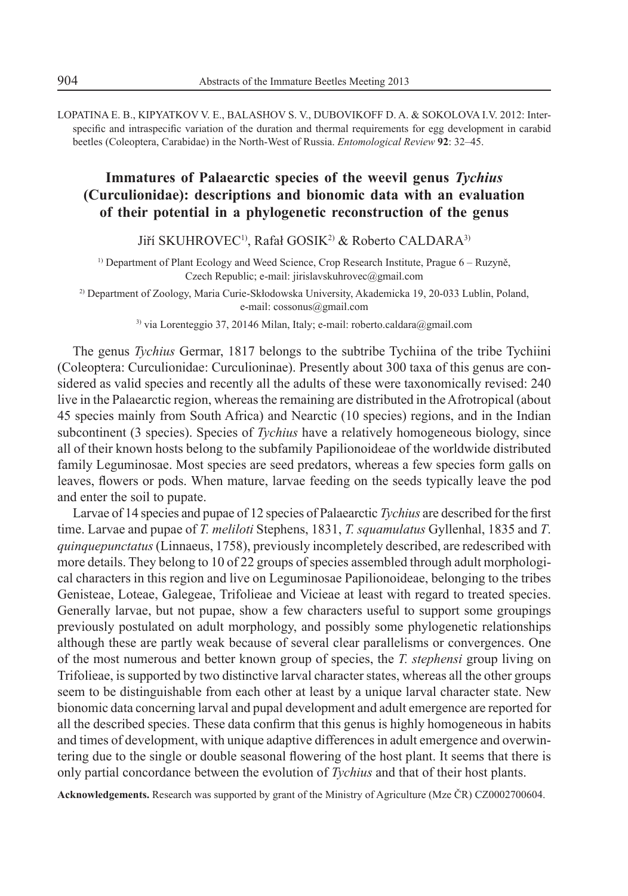LOPATINA E. B., KIPYATKOV V. E., BALASHOV S. V., DUBOVIKOFF D. A. & SOKOLOVA I.V. 2012: Interspecific and intraspecific variation of the duration and thermal requirements for egg development in carabid beetles (Coleoptera, Carabidae) in the North-West of Russia. *Entomological Review* **92**: 32–45.

## Immatures of Palaearctic species of the weevil genus *Tychius* (Curculionidae): descriptions and bionomic data with an evaluation of their potential in a phylogenetic reconstruction of the genus

Jiří SKUHROVEC[1], Rafał GOSIK[2] & Roberto CALDARA[3]

[1] Department of Plant Ecology and Weed Science, Crop Research Institute, Prague 6 – Ruzyně, Czech Republic; e-mail: jirislavskuhrovec@gmail.com

[2] Department of Zoology, Maria Curie-Skłodowska University, Akademicka 19, 20-033 Lublin, Poland, e-mail: cossonus@gmail.com

[3] via Lorenteggio 37, 20146 Milan, Italy; e-mail: roberto.caldara@gmail.com

The genus *Tychius* Germar, 1817 belongs to the subtribe Tychiina of the tribe Tychiini (Coleoptera: Curculionidae: Curculioninae). Presently about 300 taxa of this genus are considered as valid species and recently all the adults of these were taxonomically revised: 240 live in the Palaearctic region, whereas the remaining are distributed in the Afrotropical (about 45 species mainly from South Africa) and Nearctic (10 species) regions, and in the Indian subcontinent (3 species). Species of *Tychius* have a relatively homogeneous biology, since all of their known hosts belong to the subfamily Papilionoideae of the worldwide distributed family Leguminosae. Most species are seed predators, whereas a few species form galls on leaves, flowers or pods. When mature, larvae feeding on the seeds typically leave the pod and enter the soil to pupate.

Larvae of 14 species and pupae of 12 species of Palaearctic *Tychius* are described for the first time. Larvae and pupae of *T. meliloti* Stephens, 1831, *T. squamulatus* Gyllenhal, 1835 and *T. quinquepunctatus* (Linnaeus, 1758), previously incompletely described, are redescribed with more details. They belong to 10 of 22 groups of species assembled through adult morphological characters in this region and live on Leguminosae Papilionoideae, belonging to the tribes Genisteae, Loteae, Galegeae, Trifolieae and Vicieae at least with regard to treated species. Generally larvae, but not pupae, show a few characters useful to support some groupings previously postulated on adult morphology, and possibly some phylogenetic relationships although these are partly weak because of several clear parallelisms or convergences. One of the most numerous and better known group of species, the *T. stephensi* group living on Trifolieae, is supported by two distinctive larval character states, whereas all the other groups seem to be distinguishable from each other at least by a unique larval character state. New bionomic data concerning larval and pupal development and adult emergence are reported for all the described species. These data confirm that this genus is highly homogeneous in habits and times of development, with unique adaptive differences in adult emergence and overwintering due to the single or double seasonal flowering of the host plant. It seems that there is only partial concordance between the evolution of *Tychius* and that of their host plants.

**Acknowledgements.** Research was supported by grant of the Ministry of Agriculture (Mze ČR) CZ0002700604.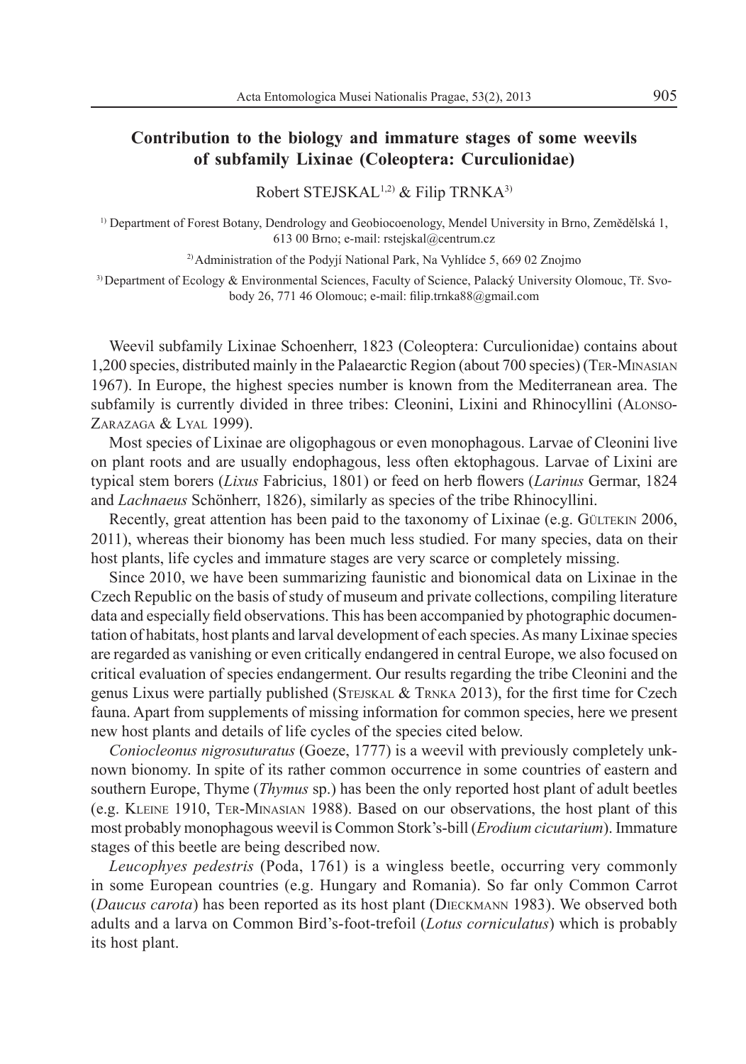# Contribution to the biology and immature stages of some weevils of subfamily Lixinae (Coleoptera: Curculionidae)

Robert STEJSKAL[1,2] & Filip TRNKA[3]

[1] Department of Forest Botany, Dendrology and Geobiocoenology, Mendel University in Brno, Zemědělská 1, 613 00 Brno; e-mail: rstejskal@centrum.cz

[2] Administration of the Podyjí National Park, Na Vyhlídce 5, 669 02 Znojmo

[3] Department of Ecology & Environmental Sciences, Faculty of Science, Palacký University Olomouc, Tř. Svobody 26, 771 46 Olomouc; e-mail: filip.trnka88@gmail.com

Weevil subfamily Lixinae Schoenherr, 1823 (Coleoptera: Curculionidae) contains about 1,200 species, distributed mainly in the Palaearctic Region (about 700 species) (Ter-Minasian 1967). In Europe, the highest species number is known from the Mediterranean area. The subfamily is currently divided in three tribes: Cleonini, Lixini and Rhinocyllini (Alonso-Zarazaga & Lyal 1999).

Most species of Lixinae are oligophagous or even monophagous. Larvae of Cleonini live on plant roots and are usually endophagous, less often ektophagous. Larvae of Lixini are typical stem borers (*Lixus* Fabricius, 1801) or feed on herb flowers (*Larinus* Germar, 1824 and *Lachnaeus* Schönherr, 1826), similarly as species of the tribe Rhinocyllini.

Recently, great attention has been paid to the taxonomy of Lixinae (e.g. Gültekin 2006, 2011), whereas their bionomy has been much less studied. For many species, data on their host plants, life cycles and immature stages are very scarce or completely missing.

Since 2010, we have been summarizing faunistic and bionomical data on Lixinae in the Czech Republic on the basis of study of museum and private collections, compiling literature data and especially field observations. This has been accompanied by photographic documentation of habitats, host plants and larval development of each species. As many Lixinae species are regarded as vanishing or even critically endangered in central Europe, we also focused on critical evaluation of species endangerment. Our results regarding the tribe Cleonini and the genus Lixus were partially published (Stejskal & Trnka 2013), for the first time for Czech fauna. Apart from supplements of missing information for common species, here we present new host plants and details of life cycles of the species cited below.

*Coniocleonus nigrosuturatus* (Goeze, 1777) is a weevil with previously completely unknown bionomy. In spite of its rather common occurrence in some countries of eastern and southern Europe, Thyme (*Thymus* sp.) has been the only reported host plant of adult beetles (e.g. Kleine 1910, Ter-Minasian 1988). Based on our observations, the host plant of this most probably monophagous weevil is Common Stork's-bill (*Erodium cicutarium*). Immature stages of this beetle are being described now.

*Leucophyes pedestris* (Poda, 1761) is a wingless beetle, occurring very commonly in some European countries (e.g. Hungary and Romania). So far only Common Carrot (*Daucus carota*) has been reported as its host plant (Dieckmann 1983). We observed both adults and a larva on Common Bird's-foot-trefoil (*Lotus corniculatus*) which is probably its host plant.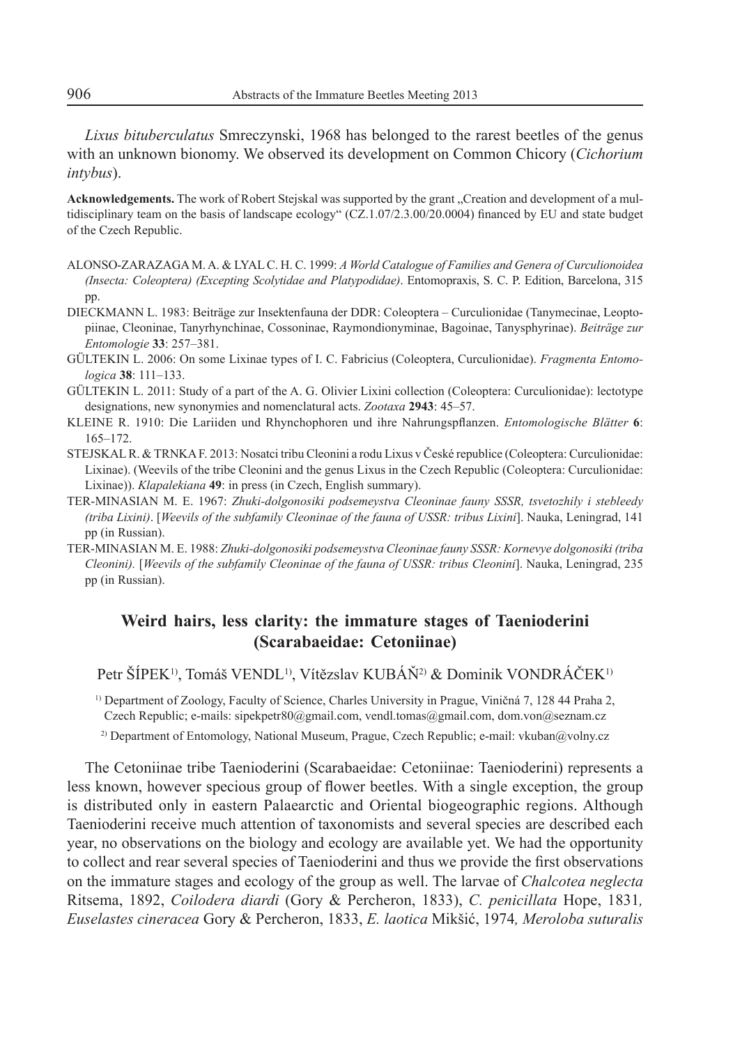*Lixus bituberculatus* Smreczynski, 1968 has belonged to the rarest beetles of the genus with an unknown bionomy. We observed its development on Common Chicory (*Cichorium intybus*).

**Acknowledgements.** The work of Robert Stejskal was supported by the grant „Creation and development of a multidisciplinary team on the basis of landscape ecology" (CZ.1.07/2.3.00/20.0004) financed by EU and state budget of the Czech Republic.

ALONSO-ZARAZAGA M. A. & LYAL C. H. C. 1999: *A World Catalogue of Families and Genera of Curculionoidea (Insecta: Coleoptera) (Excepting Scolytidae and Platypodidae)*. Entomopraxis, S. C. P. Edition, Barcelona, 315 pp.

DIECKMANN L. 1983: Beiträge zur Insektenfauna der DDR: Coleoptera – Curculionidae (Tanymecinae, Leoptopiinae, Cleoninae, Tanyrhynchinae, Cossoninae, Raymondionyminae, Bagoinae, Tanysphyrinae). *Beiträge zur Entomologie* **33**: 257–381.

GÜLTEKIN L. 2006: On some Lixinae types of I. C. Fabricius (Coleoptera, Curculionidae). *Fragmenta Entomologica* **38**: 111–133.

GÜLTEKIN L. 2011: Study of a part of the A. G. Olivier Lixini collection (Coleoptera: Curculionidae): lectotype designations, new synonymies and nomenclatural acts. *Zootaxa* **2943**: 45–57.

KLEINE R. 1910: Die Lariiden und Rhynchophoren und ihre Nahrungspflanzen. *Entomologische Blätter* **6**: 165–172.

STEJSKAL R. & TRNKA F. 2013: Nosatci tribu Cleonini a rodu Lixus v České republice (Coleoptera: Curculionidae: Lixinae). (Weevils of the tribe Cleonini and the genus Lixus in the Czech Republic (Coleoptera: Curculionidae: Lixinae)). *Klapalekiana* **49**: in press (in Czech, English summary).

TER-MINASIAN M. E. 1967: *Zhuki-dolgonosiki podsemeystva Cleoninae fauny SSSR, tsvetozhily i stebleedy (triba Lixini)*. [*Weevils of the subfamily Cleoninae of the fauna of USSR: tribus Lixini*]. Nauka, Leningrad, 141 pp (in Russian).

TER-MINASIAN M. E. 1988: *Zhuki-dolgonosiki podsemeystva Cleoninae fauny SSSR: Kornevye dolgonosiki (triba Cleonini).* [*Weevils of the subfamily Cleoninae of the fauna of USSR: tribus Cleonini*]. Nauka, Leningrad, 235 pp (in Russian).

## Weird hairs, less clarity: the immature stages of Taenioderini (Scarabaeidae: Cetoniinae)

Petr ŠÍPEK[1)], Tomáš VENDL[1)], Vítězslav KUBÁŇ[2)] & Dominik VONDRÁČEK[1)]

[1)] Department of Zoology, Faculty of Science, Charles University in Prague, Viničná 7, 128 44 Praha 2, Czech Republic; e-mails: sipekpetr80@gmail.com, vendl.tomas@gmail.com, dom.von@seznam.cz

[2)] Department of Entomology, National Museum, Prague, Czech Republic; e-mail: vkuban@volny.cz

The Cetoniinae tribe Taenioderini (Scarabaeidae: Cetoniinae: Taenioderini) represents a less known, however specious group of flower beetles. With a single exception, the group is distributed only in eastern Palaearctic and Oriental biogeographic regions. Although Taenioderini receive much attention of taxonomists and several species are described each year, no observations on the biology and ecology are available yet. We had the opportunity to collect and rear several species of Taenioderini and thus we provide the first observations on the immature stages and ecology of the group as well. The larvae of *Chalcotea neglecta* Ritsema, 1892, *Coilodera diardi* (Gory & Percheron, 1833), *C. penicillata* Hope, 1831*, Euselastes cineracea* Gory & Percheron, 1833, *E. laotica* Mikšić, 1974*, Meroloba suturalis*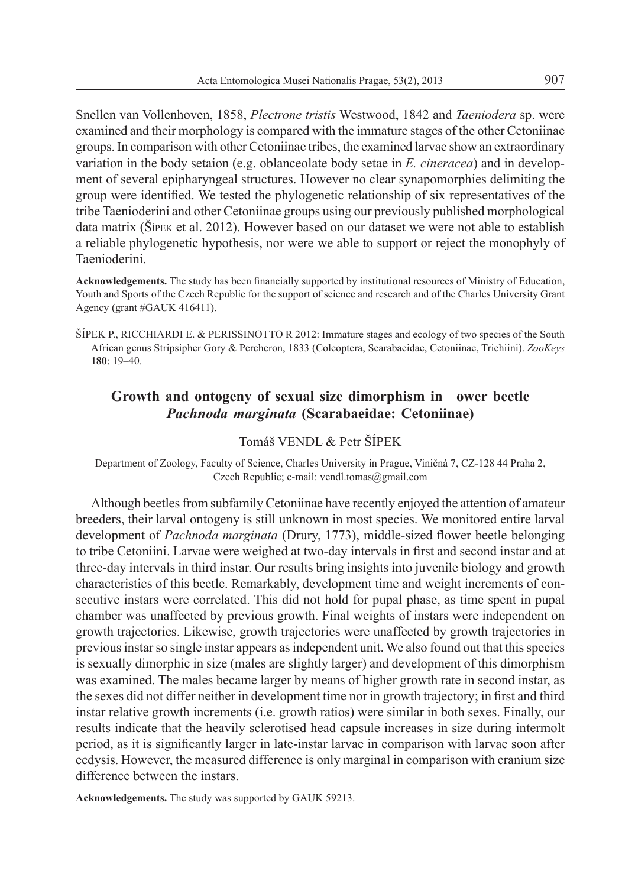Snellen van Vollenhoven, 1858, *Plectrone tristis* Westwood, 1842 and *Taeniodera* sp. were examined and their morphology is compared with the immature stages of the other Cetoniinae groups. In comparison with other Cetoniinae tribes, the examined larvae show an extraordinary variation in the body setaion (e.g. oblanceolate body setae in *E. cineracea*) and in development of several epipharyngeal structures. However no clear synapomorphies delimiting the group were identified. We tested the phylogenetic relationship of six representatives of the tribe Taenioderini and other Cetoniinae groups using our previously published morphological data matrix (Šípek et al. 2012). However based on our dataset we were not able to establish a reliable phylogenetic hypothesis, nor were we able to support or reject the monophyly of Taenioderini.

**Acknowledgements.** The study has been financially supported by institutional resources of Ministry of Education, Youth and Sports of the Czech Republic for the support of science and research and of the Charles University Grant Agency (grant #GAUK 416411).

ŠÍPEK P., RICCHIARDI E. & PERISSINOTTO R 2012: Immature stages and ecology of two species of the South African genus Stripsipher Gory & Percheron, 1833 (Coleoptera, Scarabaeidae, Cetoniinae, Trichiini). *ZooKeys* **180**: 19–40.

## Growth and ontogeny of sexual size dimorphism in ower beetle *Pachnoda marginata* (Scarabaeidae: Cetoniinae)

Tomáš VENDL & Petr ŠÍPEK

Department of Zoology, Faculty of Science, Charles University in Prague, Viničná 7, CZ-128 44 Praha 2, Czech Republic; e-mail: vendl.tomas@gmail.com

Although beetles from subfamily Cetoniinae have recently enjoyed the attention of amateur breeders, their larval ontogeny is still unknown in most species. We monitored entire larval development of *Pachnoda marginata* (Drury, 1773), middle-sized flower beetle belonging to tribe Cetoniini. Larvae were weighed at two-day intervals in first and second instar and at three-day intervals in third instar. Our results bring insights into juvenile biology and growth characteristics of this beetle. Remarkably, development time and weight increments of consecutive instars were correlated. This did not hold for pupal phase, as time spent in pupal chamber was unaffected by previous growth. Final weights of instars were independent on growth trajectories. Likewise, growth trajectories were unaffected by growth trajectories in previous instar so single instar appears as independent unit. We also found out that this species is sexually dimorphic in size (males are slightly larger) and development of this dimorphism was examined. The males became larger by means of higher growth rate in second instar, as the sexes did not differ neither in development time nor in growth trajectory; in first and third instar relative growth increments (i.e. growth ratios) were similar in both sexes. Finally, our results indicate that the heavily sclerotised head capsule increases in size during intermolt period, as it is significantly larger in late-instar larvae in comparison with larvae soon after ecdysis. However, the measured difference is only marginal in comparison with cranium size difference between the instars.

**Acknowledgements.** The study was supported by GAUK 59213.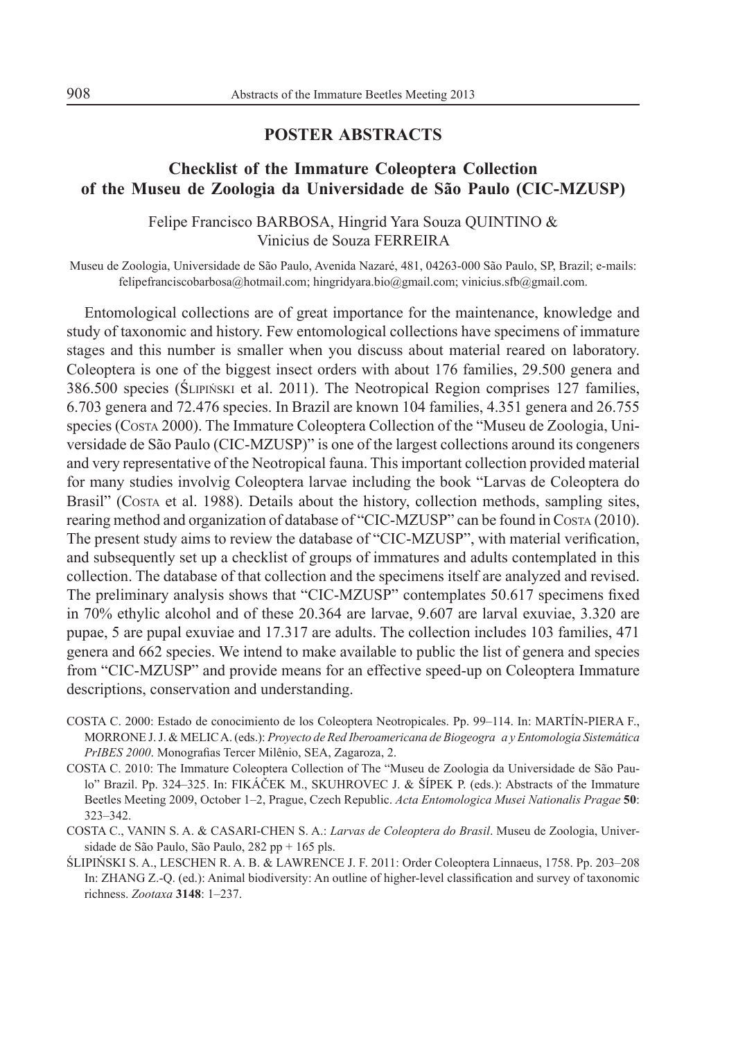## POSTER ABSTRACTS

### Checklist of the Immature Coleoptera Collection of the Museu de Zoologia da Universidade de São Paulo (CIC-MZUSP)

Felipe Francisco BARBOSA, Hingrid Yara Souza QUINTINO & Vinicius de Souza FERREIRA

Museu de Zoologia, Universidade de São Paulo, Avenida Nazaré, 481, 04263-000 São Paulo, SP, Brazil; e-mails: felipefranciscobarbosa@hotmail.com; hingridyara.bio@gmail.com; vinicius.sfb@gmail.com.

Entomological collections are of great importance for the maintenance, knowledge and study of taxonomic and history. Few entomological collections have specimens of immature stages and this number is smaller when you discuss about material reared on laboratory. Coleoptera is one of the biggest insect orders with about 176 families, 29.500 genera and 386.500 species (Ślipiński et al. 2011). The Neotropical Region comprises 127 families, 6.703 genera and 72.476 species. In Brazil are known 104 families, 4.351 genera and 26.755 species (Costa 2000). The Immature Coleoptera Collection of the "Museu de Zoologia, Universidade de São Paulo (CIC-MZUSP)" is one of the largest collections around its congeners and very representative of the Neotropical fauna. This important collection provided material for many studies involvig Coleoptera larvae including the book "Larvas de Coleoptera do Brasil" (Costa et al. 1988). Details about the history, collection methods, sampling sites, rearing method and organization of database of "CIC-MZUSP" can be found in Costa (2010). The present study aims to review the database of "CIC-MZUSP", with material verification, and subsequently set up a checklist of groups of immatures and adults contemplated in this collection. The database of that collection and the specimens itself are analyzed and revised. The preliminary analysis shows that "CIC-MZUSP" contemplates 50.617 specimens fixed in 70% ethylic alcohol and of these 20.364 are larvae, 9.607 are larval exuviae, 3.320 are pupae, 5 are pupal exuviae and 17.317 are adults. The collection includes 103 families, 471 genera and 662 species. We intend to make available to public the list of genera and species from "CIC-MZUSP" and provide means for an effective speed-up on Coleoptera Immature descriptions, conservation and understanding.

COSTA C. 2000: Estado de conocimiento de los Coleoptera Neotropicales. Pp. 99–114. In: MARTÍN-PIERA F., MORRONE J. J. & MELIC A. (eds.): *Proyecto de Red Iberoamericana de Biogeogra a y Entomologia Sistemática PrIBES 2000*. Monografias Tercer Milênio, SEA, Zagaroza, 2.

COSTA C. 2010: The Immature Coleoptera Collection of The "Museu de Zoologia da Universidade de São Paulo" Brazil. Pp. 324–325. In: FIKÁČEK M., SKUHROVEC J. & ŠÍPEK P. (eds.): Abstracts of the Immature Beetles Meeting 2009, October 1–2, Prague, Czech Republic. *Acta Entomologica Musei Nationalis Pragae* **50**: 323–342.

COSTA C., VANIN S. A. & CASARI-CHEN S. A.: *Larvas de Coleoptera do Brasil*. Museu de Zoologia, Universidade de São Paulo, São Paulo, 282 pp + 165 pls.

ŚLIPIŃSKI S. A., LESCHEN R. A. B. & LAWRENCE J. F. 2011: Order Coleoptera Linnaeus, 1758. Pp. 203–208 In: ZHANG Z.-Q. (ed.): Animal biodiversity: An outline of higher-level classification and survey of taxonomic richness. *Zootaxa* **3148**: 1–237.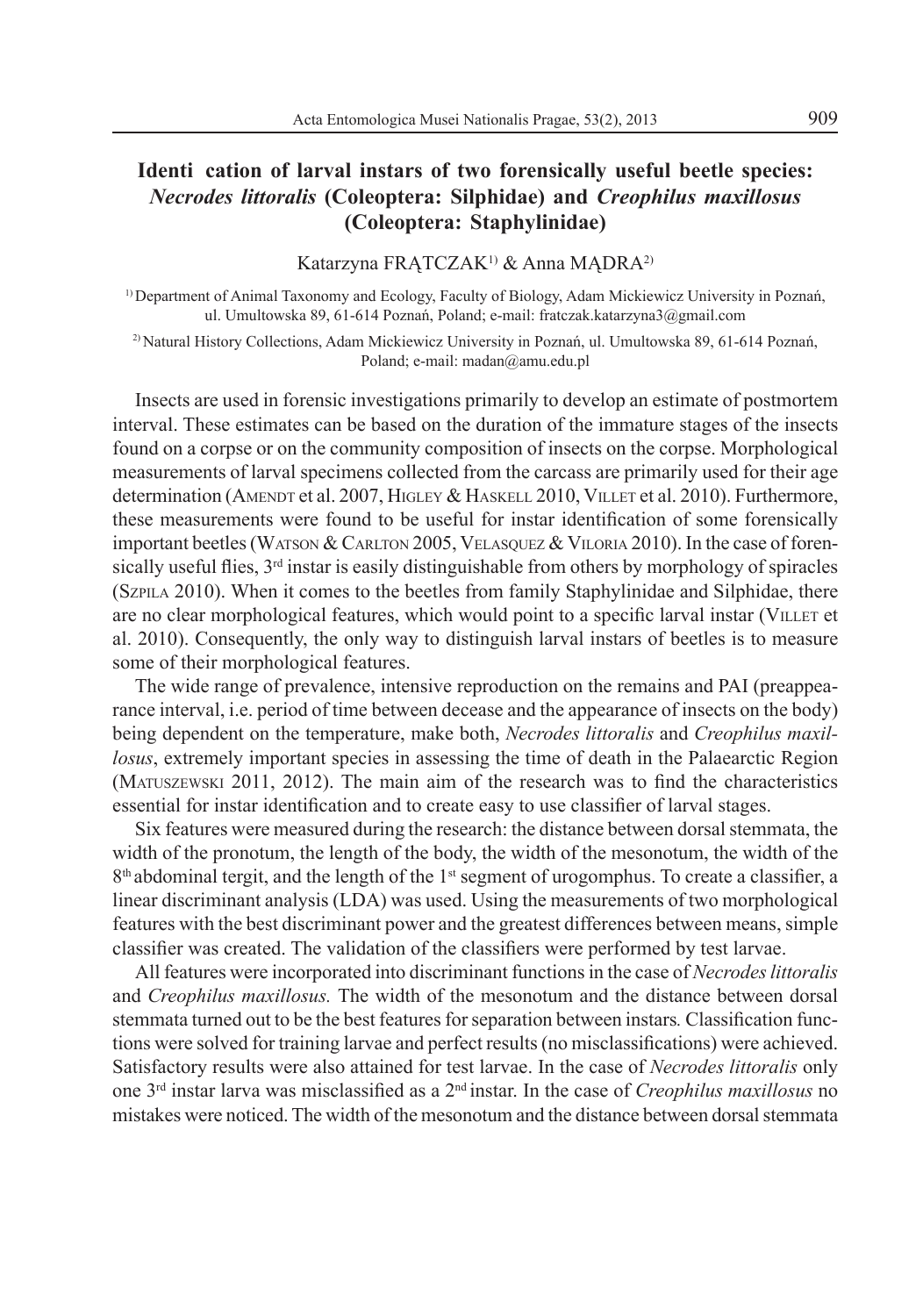# Identi cation of larval instars of two forensically useful beetle species: *Necrodes littoralis* (Coleoptera: Silphidae) and *Creophilus maxillosus* (Coleoptera: Staphylinidae)

Katarzyna FRĄTCZAK[1] & Anna MĄDRA[2]

[1] Department of Animal Taxonomy and Ecology, Faculty of Biology, Adam Mickiewicz University in Poznań, ul. Umultowska 89, 61-614 Poznań, Poland; e-mail: fratczak.katarzyna3@gmail.com

[2] Natural History Collections, Adam Mickiewicz University in Poznań, ul. Umultowska 89, 61-614 Poznań, Poland; e-mail: madan@amu.edu.pl

Insects are used in forensic investigations primarily to develop an estimate of postmortem interval. These estimates can be based on the duration of the immature stages of the insects found on a corpse or on the community composition of insects on the corpse. Morphological measurements of larval specimens collected from the carcass are primarily used for their age determination (Amendt et al. 2007, Higley & Haskell 2010, Villet et al. 2010). Furthermore, these measurements were found to be useful for instar identification of some forensically important beetles (Watson & Carlton 2005, Velasquez & Viloria 2010). In the case of forensically useful flies, 3rd instar is easily distinguishable from others by morphology of spiracles (Szpila 2010). When it comes to the beetles from family Staphylinidae and Silphidae, there are no clear morphological features, which would point to a specific larval instar (Villet et al. 2010). Consequently, the only way to distinguish larval instars of beetles is to measure some of their morphological features.

The wide range of prevalence, intensive reproduction on the remains and PAI (preappearance interval, i.e. period of time between decease and the appearance of insects on the body) being dependent on the temperature, make both, *Necrodes littoralis* and *Creophilus maxillosus*, extremely important species in assessing the time of death in the Palaearctic Region (Matuszewski 2011, 2012). The main aim of the research was to find the characteristics essential for instar identification and to create easy to use classifier of larval stages.

Six features were measured during the research: the distance between dorsal stemmata, the width of the pronotum, the length of the body, the width of the mesonotum, the width of the 8th abdominal tergit, and the length of the 1st segment of urogomphus. To create a classifier, a linear discriminant analysis (LDA) was used. Using the measurements of two morphological features with the best discriminant power and the greatest differences between means, simple classifier was created. The validation of the classifiers were performed by test larvae.

All features were incorporated into discriminant functions in the case of *Necrodes littoralis* and *Creophilus maxillosus.* The width of the mesonotum and the distance between dorsal stemmata turned out to be the best features for separation between instars. Classification functions were solved for training larvae and perfect results (no misclassifications) were achieved. Satisfactory results were also attained for test larvae. In the case of *Necrodes littoralis* only one 3rd instar larva was misclassified as a 2nd instar. In the case of *Creophilus maxillosus* no mistakes were noticed. The width of the mesonotum and the distance between dorsal stemmata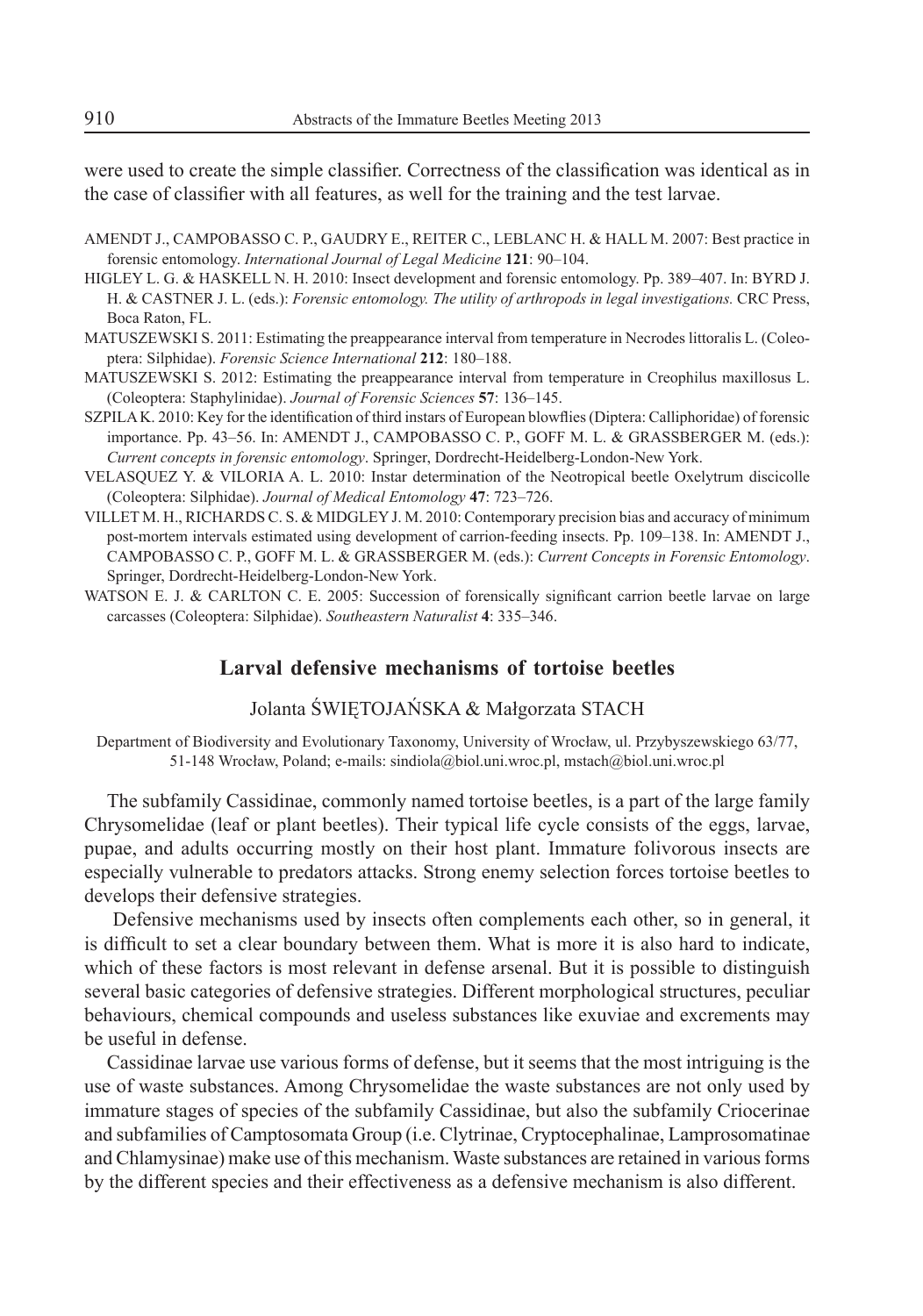were used to create the simple classifier. Correctness of the classification was identical as in the case of classifier with all features, as well for the training and the test larvae.

AMENDT J., CAMPOBASSO C. P., GAUDRY E., REITER C., LEBLANC H. & HALL M. 2007: Best practice in forensic entomology. *International Journal of Legal Medicine* **121**: 90–104.

HIGLEY L. G. & HASKELL N. H. 2010: Insect development and forensic entomology. Pp. 389–407. In: BYRD J. H. & CASTNER J. L. (eds.): *Forensic entomology. The utility of arthropods in legal investigations.* CRC Press, Boca Raton, FL.

MATUSZEWSKI S. 2011: Estimating the preappearance interval from temperature in Necrodes littoralis L. (Coleoptera: Silphidae). *Forensic Science International* **212**: 180–188.

MATUSZEWSKI S. 2012: Estimating the preappearance interval from temperature in Creophilus maxillosus L. (Coleoptera: Staphylinidae). *Journal of Forensic Sciences* **57**: 136–145.

SZPILA K. 2010: Key for the identification of third instars of European blowflies (Diptera: Calliphoridae) of forensic importance. Pp. 43–56. In: AMENDT J., CAMPOBASSO C. P., GOFF M. L. & GRASSBERGER M. (eds.): *Current concepts in forensic entomology*. Springer, Dordrecht-Heidelberg-London-New York.

VELASQUEZ Y. & VILORIA A. L. 2010: Instar determination of the Neotropical beetle Oxelytrum discicolle (Coleoptera: Silphidae). *Journal of Medical Entomology* **47**: 723–726.

VILLET M. H., RICHARDS C. S. & MIDGLEY J. M. 2010: Contemporary precision bias and accuracy of minimum post-mortem intervals estimated using development of carrion-feeding insects. Pp. 109–138. In: AMENDT J., CAMPOBASSO C. P., GOFF M. L. & GRASSBERGER M. (eds.): *Current Concepts in Forensic Entomology*. Springer, Dordrecht-Heidelberg-London-New York.

WATSON E. J. & CARLTON C. E. 2005: Succession of forensically significant carrion beetle larvae on large carcasses (Coleoptera: Silphidae). *Southeastern Naturalist* **4**: 335–346.

## Larval defensive mechanisms of tortoise beetles

Jolanta ŚWIĘTOJAŃSKA & Małgorzata STACH

Department of Biodiversity and Evolutionary Taxonomy, University of Wrocław, ul. Przybyszewskiego 63/77, 51-148 Wrocław, Poland; e-mails: sindiola@biol.uni.wroc.pl, mstach@biol.uni.wroc.pl

The subfamily Cassidinae, commonly named tortoise beetles, is a part of the large family Chrysomelidae (leaf or plant beetles). Their typical life cycle consists of the eggs, larvae, pupae, and adults occurring mostly on their host plant. Immature folivorous insects are especially vulnerable to predators attacks. Strong enemy selection forces tortoise beetles to develops their defensive strategies.

Defensive mechanisms used by insects often complements each other, so in general, it is difficult to set a clear boundary between them. What is more it is also hard to indicate, which of these factors is most relevant in defense arsenal. But it is possible to distinguish several basic categories of defensive strategies. Different morphological structures, peculiar behaviours, chemical compounds and useless substances like exuviae and excrements may be useful in defense.

Cassidinae larvae use various forms of defense, but it seems that the most intriguing is the use of waste substances. Among Chrysomelidae the waste substances are not only used by immature stages of species of the subfamily Cassidinae, but also the subfamily Criocerinae and subfamilies of Camptosomata Group (i.e. Clytrinae, Cryptocephalinae, Lamprosomatinae and Chlamysinae) make use of this mechanism. Waste substances are retained in various forms by the different species and their effectiveness as a defensive mechanism is also different.